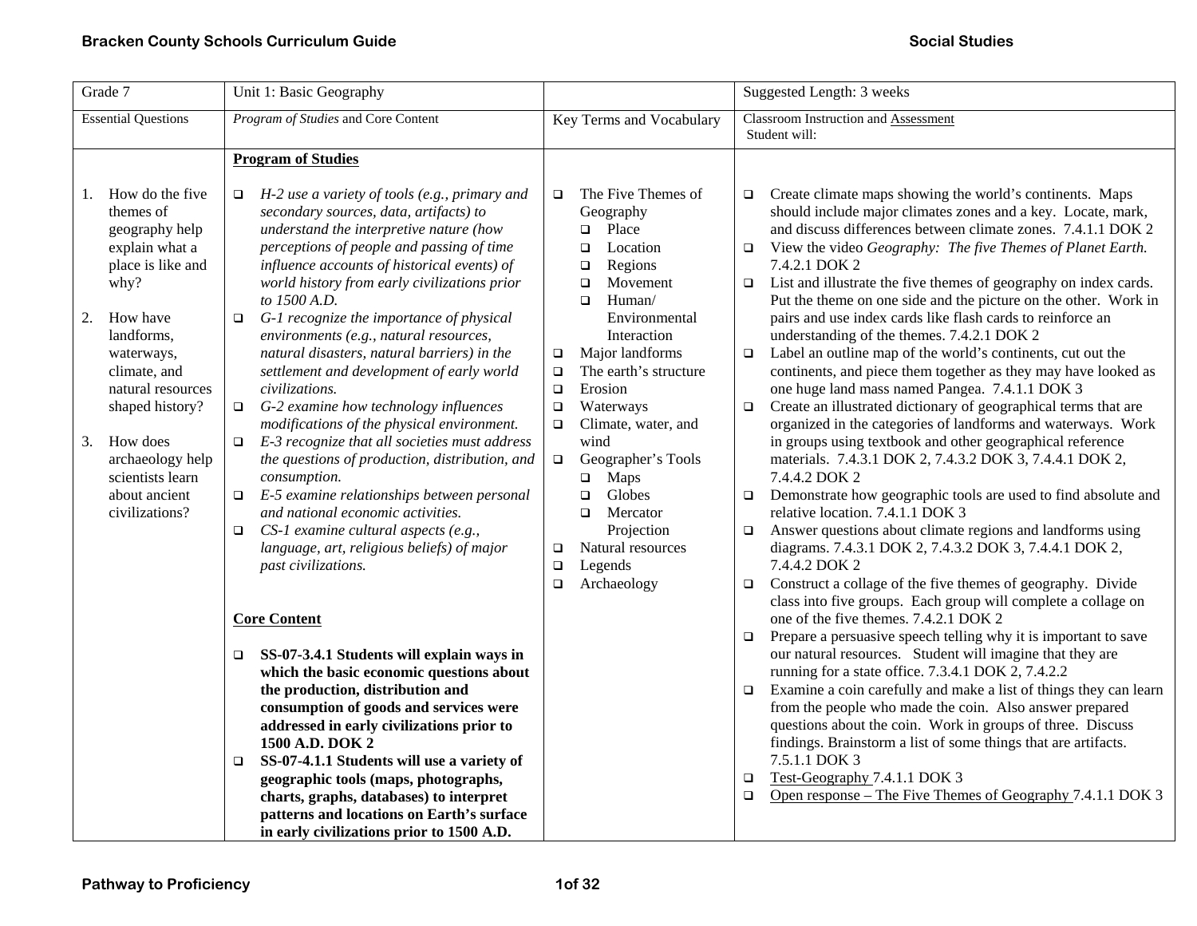| Grade 7 | Unit 1: Basic Geography | | Suggested Length: 3 weeks |
|---|---|---|---|
| Essential Questions | *Program of Studies* and Core Content | Key Terms and Vocabulary | Classroom Instruction and Assessment<br>Student will: |
| 1. How do the five themes of geography help explain what a place is like and why?<br><br>2. How have landforms, waterways, climate, and natural resources shaped history?<br><br>3. How does archaeology help scientists learn about ancient civilizations? | **Program of Studies**<br><br>❑ *H-2 use a variety of tools (e.g., primary and secondary sources, data, artifacts) to understand the interpretive nature (how perceptions of people and passing of time influence accounts of historical events) of world history from early civilizations prior to 1500 A.D.*<br>❑ *G-1 recognize the importance of physical environments (e.g., natural resources, natural disasters, natural barriers) in the settlement and development of early world civilizations.*<br>❑ *G-2 examine how technology influences modifications of the physical environment.*<br>❑ *E-3 recognize that all societies must address the questions of production, distribution, and consumption.*<br>❑ *E-5 examine relationships between personal and national economic activities.*<br>❑ *CS-1 examine cultural aspects (e.g., language, art, religious beliefs) of major past civilizations.*<br><br>**Core Content**<br><br>❑ **SS-07-3.4.1 Students will explain ways in which the basic economic questions about the production, distribution and consumption of goods and services were addressed in early civilizations prior to 1500 A.D. DOK 2**<br>❑ **SS-07-4.1.1 Students will use a variety of geographic tools (maps, photographs, charts, graphs, databases) to interpret patterns and locations on Earth's surface in early civilizations prior to 1500 A.D.** | ❑ The Five Themes of Geography<br>&nbsp;&nbsp;❑ Place<br>&nbsp;&nbsp;❑ Location<br>&nbsp;&nbsp;❑ Regions<br>&nbsp;&nbsp;❑ Movement<br>&nbsp;&nbsp;❑ Human/ Environmental Interaction<br>❑ Major landforms<br>❑ The earth's structure<br>❑ Erosion<br>❑ Waterways<br>❑ Climate, water, and wind<br>❑ Geographer's Tools<br>&nbsp;&nbsp;❑ Maps<br>&nbsp;&nbsp;❑ Globes<br>&nbsp;&nbsp;❑ Mercator Projection<br>❑ Natural resources<br>❑ Legends<br>❑ Archaeology | ❑ Create climate maps showing the world's continents. Maps should include major climates zones and a key. Locate, mark, and discuss differences between climate zones. 7.4.1.1 DOK 2<br>❑ View the video *Geography: The five Themes of Planet Earth.* 7.4.2.1 DOK 2<br>❑ List and illustrate the five themes of geography on index cards. Put the theme on one side and the picture on the other. Work in pairs and use index cards like flash cards to reinforce an understanding of the themes. 7.4.2.1 DOK 2<br>❑ Label an outline map of the world's continents, cut out the continents, and piece them together as they may have looked as one huge land mass named Pangea. 7.4.1.1 DOK 3<br>❑ Create an illustrated dictionary of geographical terms that are organized in the categories of landforms and waterways. Work in groups using textbook and other geographical reference materials. 7.4.3.1 DOK 2, 7.4.3.2 DOK 3, 7.4.4.1 DOK 2, 7.4.4.2 DOK 2<br>❑ Demonstrate how geographic tools are used to find absolute and relative location. 7.4.1.1 DOK 3<br>❑ Answer questions about climate regions and landforms using diagrams. 7.4.3.1 DOK 2, 7.4.3.2 DOK 3, 7.4.4.1 DOK 2, 7.4.4.2 DOK 2<br>❑ Construct a collage of the five themes of geography. Divide class into five groups. Each group will complete a collage on one of the five themes. 7.4.2.1 DOK 2<br>❑ Prepare a persuasive speech telling why it is important to save our natural resources. Student will imagine that they are running for a state office. 7.3.4.1 DOK 2, 7.4.2.2<br>❑ Examine a coin carefully and make a list of things they can learn from the people who made the coin. Also answer prepared questions about the coin. Work in groups of three. Discuss findings. Brainstorm a list of some things that are artifacts. 7.5.1.1 DOK 3<br>❑ <u>Test-Geography</u> 7.4.1.1 DOK 3<br>❑ <u>Open response – The Five Themes of Geography</u> 7.4.1.1 DOK 3 |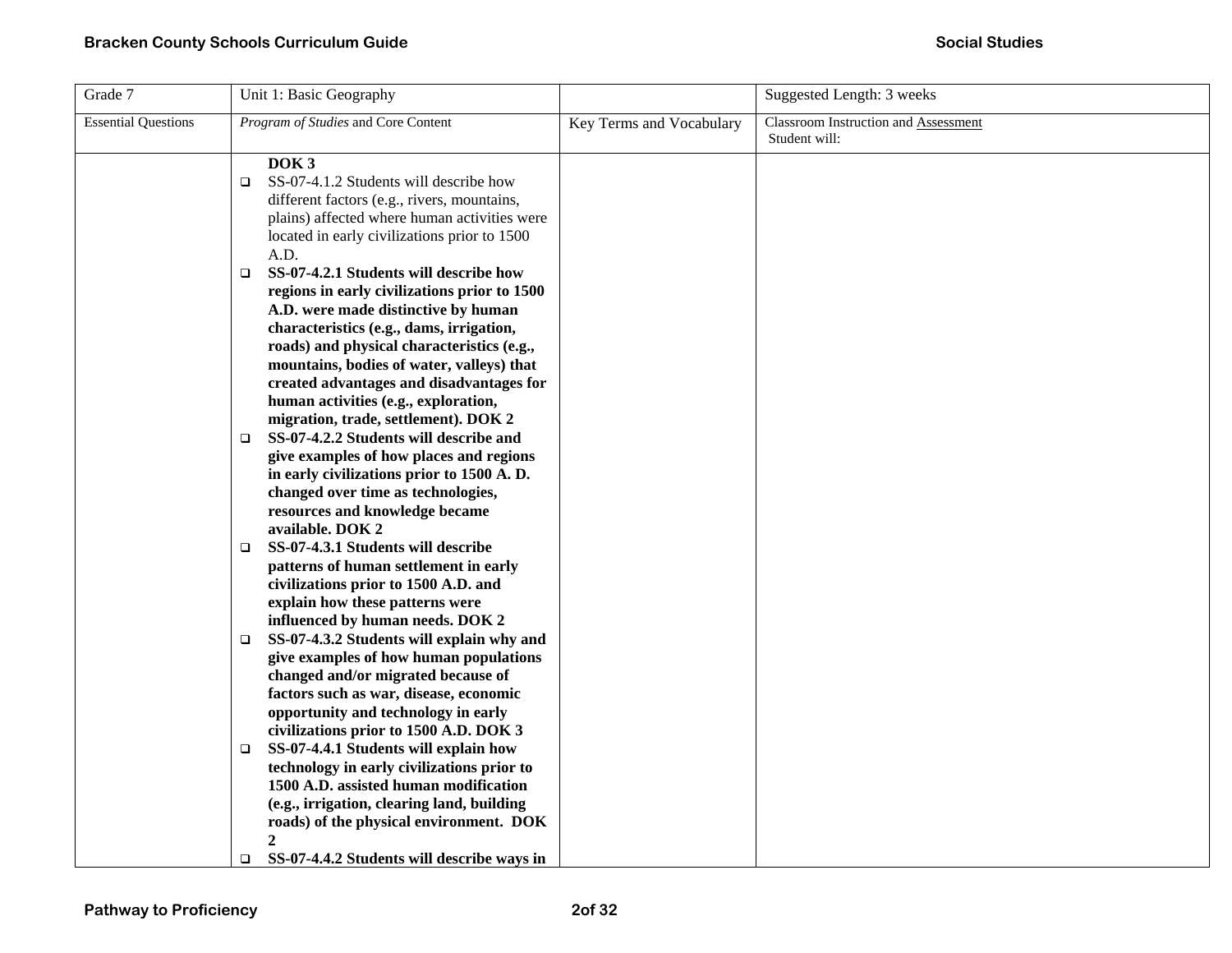| Grade 7 | Unit 1: Basic Geography | | Suggested Length: 3 weeks |
|---|---|---|---|
| Essential Questions | *Program of Studies* and Core Content | Key Terms and Vocabulary | Classroom Instruction and Assessment<br>Student will: |
| | **DOK 3**<br>❑ SS-07-4.1.2 Students will describe how different factors (e.g., rivers, mountains, plains) affected where human activities were located in early civilizations prior to 1500 A.D.<br>❑ **SS-07-4.2.1 Students will describe how regions in early civilizations prior to 1500 A.D. were made distinctive by human characteristics (e.g., dams, irrigation, roads) and physical characteristics (e.g., mountains, bodies of water, valleys) that created advantages and disadvantages for human activities (e.g., exploration, migration, trade, settlement). DOK 2**<br>❑ **SS-07-4.2.2 Students will describe and give examples of how places and regions in early civilizations prior to 1500 A. D. changed over time as technologies, resources and knowledge became available. DOK 2**<br>❑ **SS-07-4.3.1 Students will describe patterns of human settlement in early civilizations prior to 1500 A.D. and explain how these patterns were influenced by human needs. DOK 2**<br>❑ **SS-07-4.3.2 Students will explain why and give examples of how human populations changed and/or migrated because of factors such as war, disease, economic opportunity and technology in early civilizations prior to 1500 A.D. DOK 3**<br>❑ **SS-07-4.4.1 Students will explain how technology in early civilizations prior to 1500 A.D. assisted human modification (e.g., irrigation, clearing land, building roads) of the physical environment. DOK 2**<br>❑ **SS-07-4.4.2 Students will describe ways in** | | |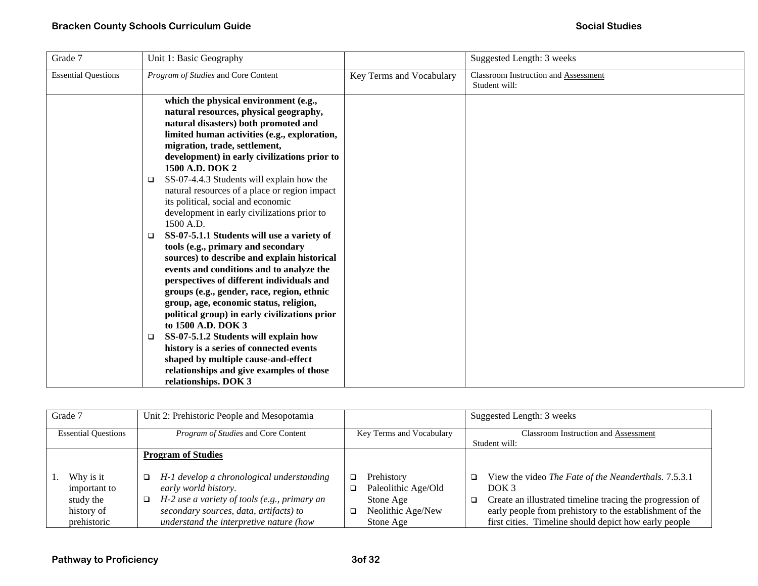| Grade 7 | Unit 1: Basic Geography | | Suggested Length: 3 weeks |
|---|---|---|---|
| Essential Questions | *Program of Studies* and Core Content | Key Terms and Vocabulary | Classroom Instruction and Assessment<br>Student will: |
| | **which the physical environment (e.g., natural resources, physical geography, natural disasters) both promoted and limited human activities (e.g., exploration, migration, trade, settlement, development) in early civilizations prior to 1500 A.D. DOK 2**<br>❑ SS-07-4.4.3 Students will explain how the natural resources of a place or region impact its political, social and economic development in early civilizations prior to 1500 A.D.<br>❑ **SS-07-5.1.1 Students will use a variety of tools (e.g., primary and secondary sources) to describe and explain historical events and conditions and to analyze the perspectives of different individuals and groups (e.g., gender, race, region, ethnic group, age, economic status, religion, political group) in early civilizations prior to 1500 A.D. DOK 3**<br>❑ **SS-07-5.1.2 Students will explain how history is a series of connected events shaped by multiple cause-and-effect relationships and give examples of those relationships. DOK 3** | | |

| Grade 7 | Unit 2: Prehistoric People and Mesopotamia | | Suggested Length: 3 weeks |
|---|---|---|---|
| Essential Questions | *Program of Studies* and Core Content | Key Terms and Vocabulary | Classroom Instruction and Assessment<br>Student will: |
| 1. Why is it important to study the history of prehistoric | **Program of Studies**<br>❑ *H-1 develop a chronological understanding early world history.*<br>❑ *H-2 use a variety of tools (e.g., primary an secondary sources, data, artifacts) to understand the interpretive nature (how* | ❑ Prehistory<br>❑ Paleolithic Age/Old Stone Age<br>❑ Neolithic Age/New Stone Age | ❑ View the video *The Fate of the Neanderthals.* 7.5.3.1 DOK 3<br>❑ Create an illustrated timeline tracing the progression of early people from prehistory to the establishment of the first cities. Timeline should depict how early people |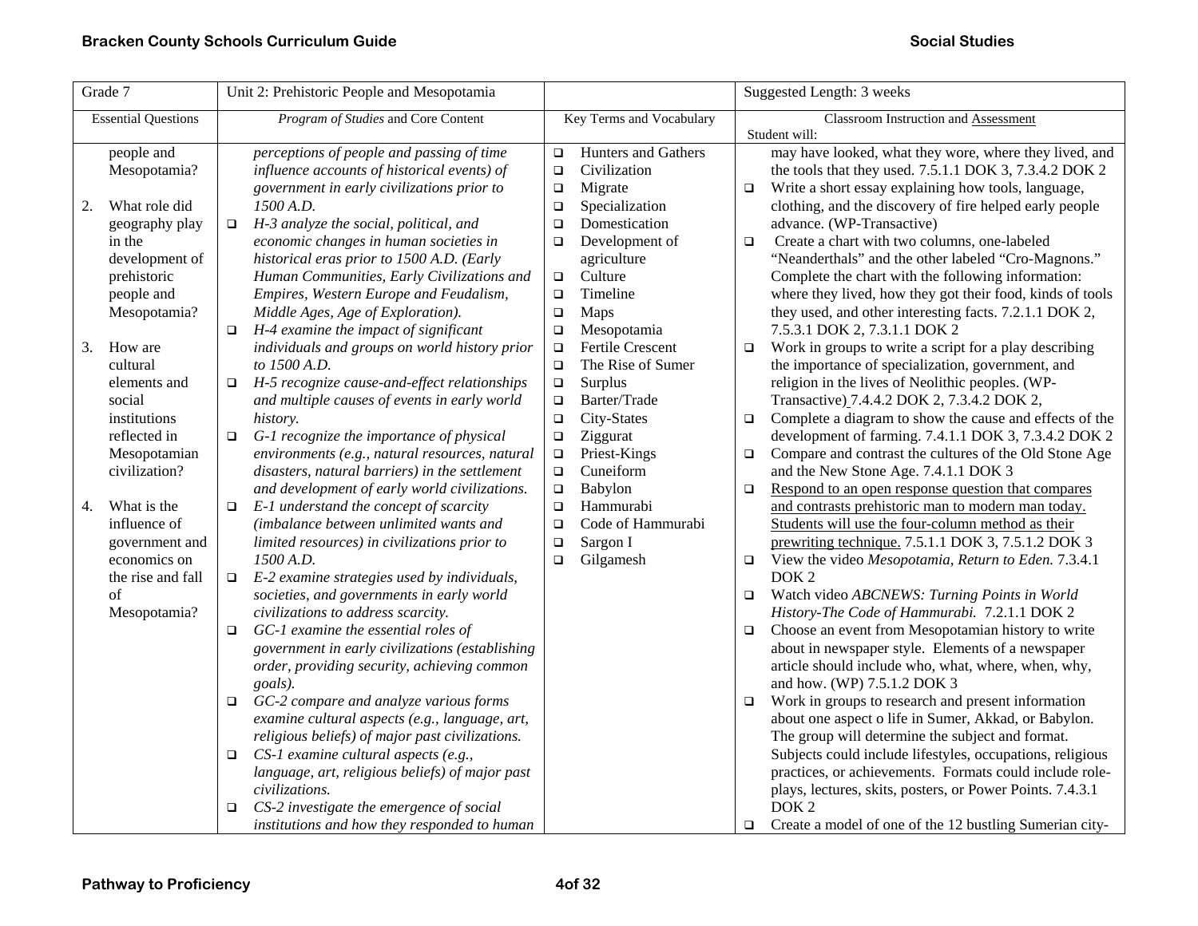| Grade 7 | Unit 2: Prehistoric People and Mesopotamia | | Suggested Length: 3 weeks |
|---|---|---|---|
| Essential Questions | *Program of Studies* and Core Content | Key Terms and Vocabulary | Classroom Instruction and Assessment<br>Student will: |
| people and Mesopotamia?<br><br>2. What role did geography play in the development of prehistoric people and Mesopotamia?<br><br>3. How are cultural elements and social institutions reflected in Mesopotamian civilization?<br><br>4. What is the influence of government and economics on the rise and fall of Mesopotamia? | *perceptions of people and passing of time influence accounts of historical events) of government in early civilizations prior to 1500 A.D.*<br>❑ *H-3 analyze the social, political, and economic changes in human societies in historical eras prior to 1500 A.D. (Early Human Communities, Early Civilizations and Empires, Western Europe and Feudalism, Middle Ages, Age of Exploration).*<br>❑ *H-4 examine the impact of significant individuals and groups on world history prior to 1500 A.D.*<br>❑ *H-5 recognize cause-and-effect relationships and multiple causes of events in early world history.*<br>❑ *G-1 recognize the importance of physical environments (e.g., natural resources, natural disasters, natural barriers) in the settlement and development of early world civilizations.*<br>❑ *E-1 understand the concept of scarcity (imbalance between unlimited wants and limited resources) in civilizations prior to 1500 A.D.*<br>❑ *E-2 examine strategies used by individuals, societies, and governments in early world civilizations to address scarcity.*<br>❑ *GC-1 examine the essential roles of government in early civilizations (establishing order, providing security, achieving common goals).*<br>❑ *GC-2 compare and analyze various forms examine cultural aspects (e.g., language, art, religious beliefs) of major past civilizations.*<br>❑ *CS-1 examine cultural aspects (e.g., language, art, religious beliefs) of major past civilizations.*<br>❑ *CS-2 investigate the emergence of social institutions and how they responded to human* | ❑ Hunters and Gathers<br>❑ Civilization<br>❑ Migrate<br>❑ Specialization<br>❑ Domestication<br>❑ Development of agriculture<br>❑ Culture<br>❑ Timeline<br>❑ Maps<br>❑ Mesopotamia<br>❑ Fertile Crescent<br>❑ The Rise of Sumer<br>❑ Surplus<br>❑ Barter/Trade<br>❑ City-States<br>❑ Ziggurat<br>❑ Priest-Kings<br>❑ Cuneiform<br>❑ Babylon<br>❑ Hammurabi<br>❑ Code of Hammurabi<br>❑ Sargon I<br>❑ Gilgamesh | may have looked, what they wore, where they lived, and the tools that they used. 7.5.1.1 DOK 3, 7.3.4.2 DOK 2<br>❑ Write a short essay explaining how tools, language, clothing, and the discovery of fire helped early people advance. (WP-Transactive)<br>❑ Create a chart with two columns, one-labeled "Neanderthals" and the other labeled "Cro-Magnons." Complete the chart with the following information: where they lived, how they got their food, kinds of tools they used, and other interesting facts. 7.2.1.1 DOK 2, 7.5.3.1 DOK 2, 7.3.1.1 DOK 2<br>❑ Work in groups to write a script for a play describing the importance of specialization, government, and religion in the lives of Neolithic peoples. (WP-Transactive) 7.4.4.2 DOK 2, 7.3.4.2 DOK 2,<br>❑ Complete a diagram to show the cause and effects of the development of farming. 7.4.1.1 DOK 3, 7.3.4.2 DOK 2<br>❑ Compare and contrast the cultures of the Old Stone Age and the New Stone Age. 7.4.1.1 DOK 3<br>❑ Respond to an open response question that compares and contrasts prehistoric man to modern man today. Students will use the four-column method as their prewriting technique. 7.5.1.1 DOK 3, 7.5.1.2 DOK 3<br>❑ View the video *Mesopotamia, Return to Eden.* 7.3.4.1 DOK 2<br>❑ Watch video *ABCNEWS: Turning Points in World History-The Code of Hammurabi.* 7.2.1.1 DOK 2<br>❑ Choose an event from Mesopotamian history to write about in newspaper style. Elements of a newspaper article should include who, what, where, when, why, and how. (WP) 7.5.1.2 DOK 3<br>❑ Work in groups to research and present information about one aspect o life in Sumer, Akkad, or Babylon. The group will determine the subject and format. Subjects could include lifestyles, occupations, religious practices, or achievements. Formats could include role-plays, lectures, skits, posters, or Power Points. 7.4.3.1 DOK 2<br>❑ Create a model of one of the 12 bustling Sumerian city- |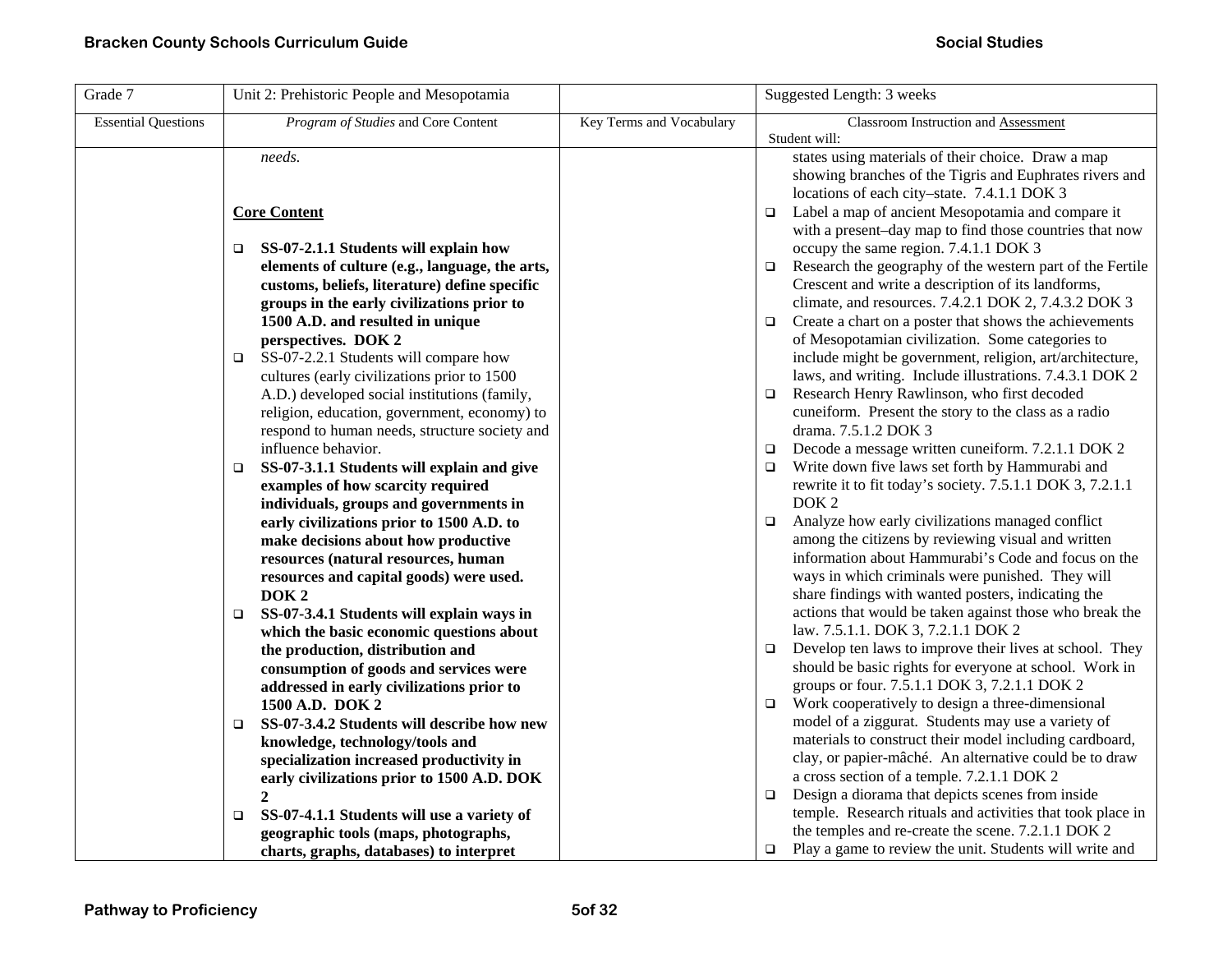| Grade 7 | Unit 2: Prehistoric People and Mesopotamia | | Suggested Length: 3 weeks |
|---|---|---|---|
| Essential Questions | *Program of Studies* and Core Content | Key Terms and Vocabulary | Classroom Instruction and Assessment<br>Student will: |
| | *needs.*<br><br>**Core Content**<br><br>❑ **SS-07-2.1.1 Students will explain how elements of culture (e.g., language, the arts, customs, beliefs, literature) define specific groups in the early civilizations prior to 1500 A.D. and resulted in unique perspectives. DOK 2**<br>❑ SS-07-2.2.1 Students will compare how cultures (early civilizations prior to 1500 A.D.) developed social institutions (family, religion, education, government, economy) to respond to human needs, structure society and influence behavior.<br>❑ **SS-07-3.1.1 Students will explain and give examples of how scarcity required individuals, groups and governments in early civilizations prior to 1500 A.D. to make decisions about how productive resources (natural resources, human resources and capital goods) were used. DOK 2**<br>❑ **SS-07-3.4.1 Students will explain ways in which the basic economic questions about the production, distribution and consumption of goods and services were addressed in early civilizations prior to 1500 A.D. DOK 2**<br>❑ **SS-07-3.4.2 Students will describe how new knowledge, technology/tools and specialization increased productivity in early civilizations prior to 1500 A.D. DOK 2**<br>❑ **SS-07-4.1.1 Students will use a variety of geographic tools (maps, photographs, charts, graphs, databases) to interpret** | | states using materials of their choice. Draw a map showing branches of the Tigris and Euphrates rivers and locations of each city–state. 7.4.1.1 DOK 3<br>❑ Label a map of ancient Mesopotamia and compare it with a present–day map to find those countries that now occupy the same region. 7.4.1.1 DOK 3<br>❑ Research the geography of the western part of the Fertile Crescent and write a description of its landforms, climate, and resources. 7.4.2.1 DOK 2, 7.4.3.2 DOK 3<br>❑ Create a chart on a poster that shows the achievements of Mesopotamian civilization. Some categories to include might be government, religion, art/architecture, laws, and writing. Include illustrations. 7.4.3.1 DOK 2<br>❑ Research Henry Rawlinson, who first decoded cuneiform. Present the story to the class as a radio drama. 7.5.1.2 DOK 3<br>❑ Decode a message written cuneiform. 7.2.1.1 DOK 2<br>❑ Write down five laws set forth by Hammurabi and rewrite it to fit today's society. 7.5.1.1 DOK 3, 7.2.1.1 DOK 2<br>❑ Analyze how early civilizations managed conflict among the citizens by reviewing visual and written information about Hammurabi's Code and focus on the ways in which criminals were punished. They will share findings with wanted posters, indicating the actions that would be taken against those who break the law. 7.5.1.1. DOK 3, 7.2.1.1 DOK 2<br>❑ Develop ten laws to improve their lives at school. They should be basic rights for everyone at school. Work in groups or four. 7.5.1.1 DOK 3, 7.2.1.1 DOK 2<br>❑ Work cooperatively to design a three-dimensional model of a ziggurat. Students may use a variety of materials to construct their model including cardboard, clay, or papier-mâché. An alternative could be to draw a cross section of a temple. 7.2.1.1 DOK 2<br>❑ Design a diorama that depicts scenes from inside temple. Research rituals and activities that took place in the temples and re-create the scene. 7.2.1.1 DOK 2<br>❑ Play a game to review the unit. Students will write and |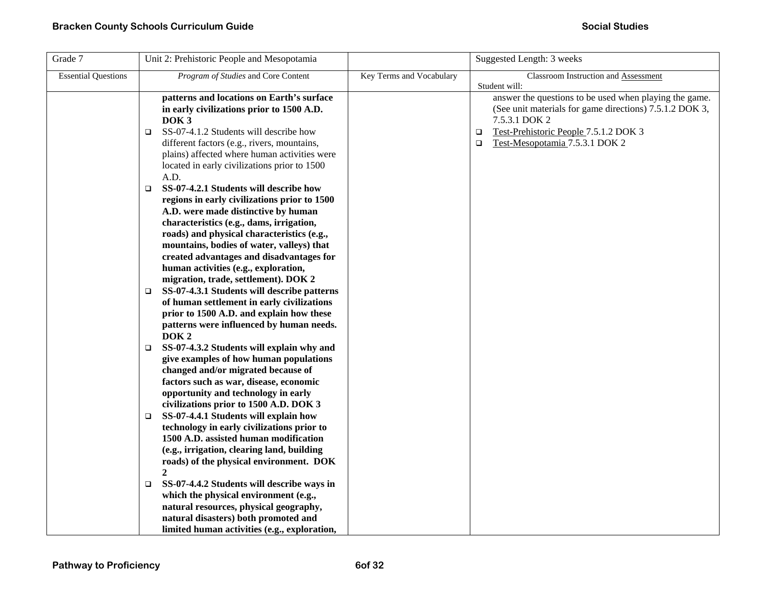| Grade 7 | Unit 2: Prehistoric People and Mesopotamia | | Suggested Length: 3 weeks |
|---|---|---|---|
| Essential Questions | *Program of Studies* and Core Content | Key Terms and Vocabulary | Classroom Instruction and Assessment<br>Student will: |
| | **patterns and locations on Earth's surface in early civilizations prior to 1500 A.D. DOK 3**<br>❑ SS-07-4.1.2 Students will describe how different factors (e.g., rivers, mountains, plains) affected where human activities were located in early civilizations prior to 1500 A.D.<br>❑ **SS-07-4.2.1 Students will describe how regions in early civilizations prior to 1500 A.D. were made distinctive by human characteristics (e.g., dams, irrigation, roads) and physical characteristics (e.g., mountains, bodies of water, valleys) that created advantages and disadvantages for human activities (e.g., exploration, migration, trade, settlement). DOK 2**<br>❑ **SS-07-4.3.1 Students will describe patterns of human settlement in early civilizations prior to 1500 A.D. and explain how these patterns were influenced by human needs. DOK 2**<br>❑ **SS-07-4.3.2 Students will explain why and give examples of how human populations changed and/or migrated because of factors such as war, disease, economic opportunity and technology in early civilizations prior to 1500 A.D. DOK 3**<br>❑ **SS-07-4.4.1 Students will explain how technology in early civilizations prior to 1500 A.D. assisted human modification (e.g., irrigation, clearing land, building roads) of the physical environment. DOK 2**<br>❑ **SS-07-4.4.2 Students will describe ways in which the physical environment (e.g., natural resources, physical geography, natural disasters) both promoted and limited human activities (e.g., exploration,** | | answer the questions to be used when playing the game. (See unit materials for game directions) 7.5.1.2 DOK 3, 7.5.3.1 DOK 2<br>❑ Test-Prehistoric People 7.5.1.2 DOK 3<br>❑ Test-Mesopotamia 7.5.3.1 DOK 2 |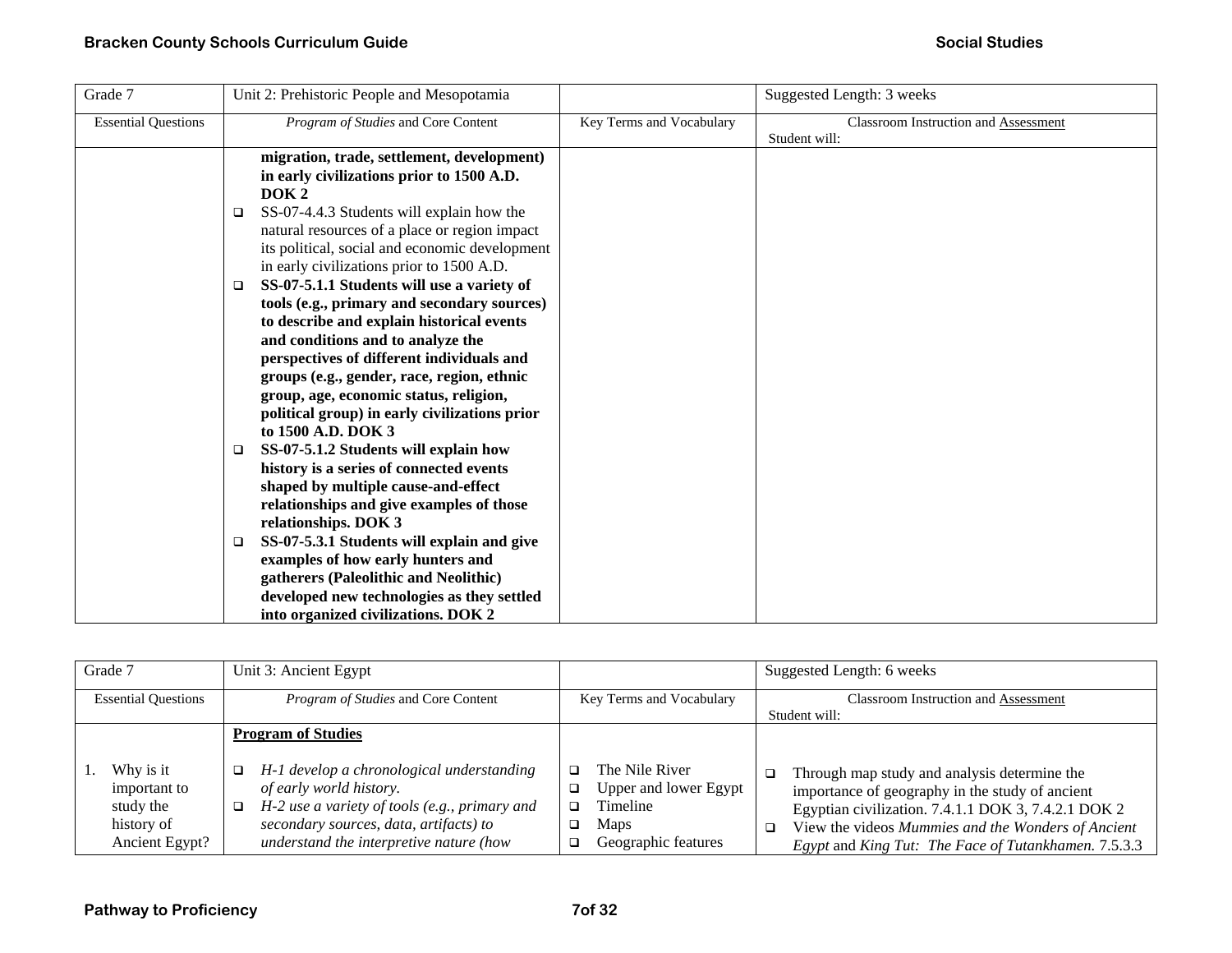| Grade 7 | Unit 2: Prehistoric People and Mesopotamia | | Suggested Length: 3 weeks |
|---|---|---|---|
| Essential Questions | *Program of Studies* and Core Content | Key Terms and Vocabulary | Classroom Instruction and Assessment<br>Student will: |
| | **migration, trade, settlement, development) in early civilizations prior to 1500 A.D. DOK 2**<br>❑ SS-07-4.4.3 Students will explain how the natural resources of a place or region impact its political, social and economic development in early civilizations prior to 1500 A.D.<br>❑ **SS-07-5.1.1 Students will use a variety of tools (e.g., primary and secondary sources) to describe and explain historical events and conditions and to analyze the perspectives of different individuals and groups (e.g., gender, race, region, ethnic group, age, economic status, religion, political group) in early civilizations prior to 1500 A.D. DOK 3**<br>❑ **SS-07-5.1.2 Students will explain how history is a series of connected events shaped by multiple cause-and-effect relationships and give examples of those relationships. DOK 3**<br>❑ **SS-07-5.3.1 Students will explain and give examples of how early hunters and gatherers (Paleolithic and Neolithic) developed new technologies as they settled into organized civilizations. DOK 2** | | |

| Grade 7 | Unit 3: Ancient Egypt | | Suggested Length: 6 weeks |
|---|---|---|---|
| Essential Questions | *Program of Studies* and Core Content | Key Terms and Vocabulary | Classroom Instruction and Assessment<br>Student will: |
| 1. Why is it important to study the history of Ancient Egypt? | **Program of Studies**<br>❑ *H-1 develop a chronological understanding of early world history.*<br>❑ *H-2 use a variety of tools (e.g., primary and secondary sources, data, artifacts) to understand the interpretive nature (how* | ❑ The Nile River<br>❑ Upper and lower Egypt<br>❑ Timeline<br>❑ Maps<br>❑ Geographic features | ❑ Through map study and analysis determine the importance of geography in the study of ancient Egyptian civilization. 7.4.1.1 DOK 3, 7.4.2.1 DOK 2<br>❑ View the videos *Mummies and the Wonders of Ancient Egypt* and *King Tut: The Face of Tutankhamen.* 7.5.3.3 |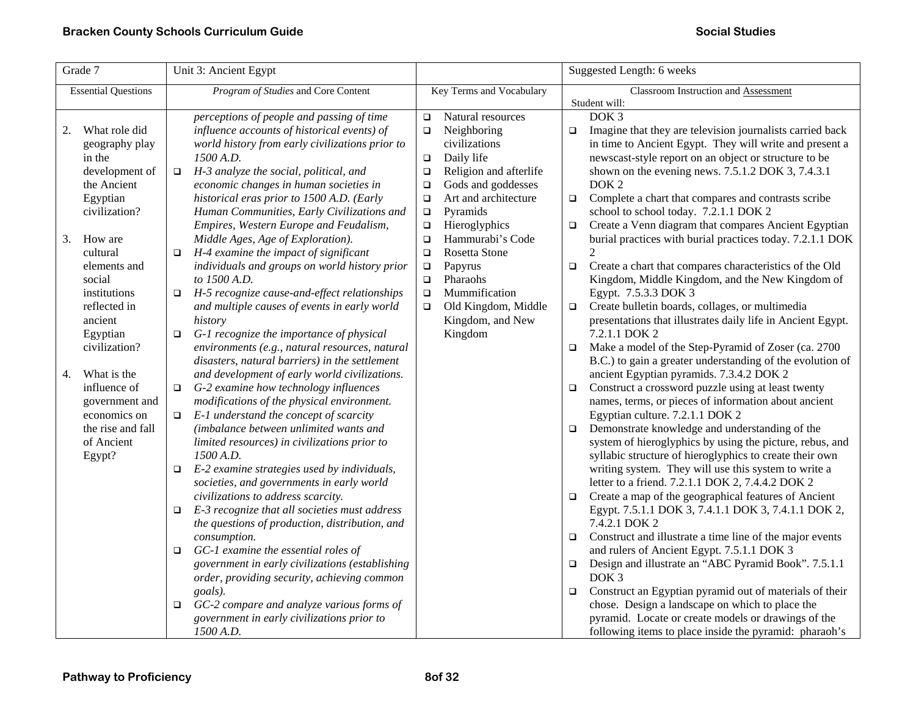| Grade 7 | Unit 3: Ancient Egypt | | Suggested Length: 6 weeks |
|---|---|---|---|
| Essential Questions | *Program of Studies* and Core Content | Key Terms and Vocabulary | Classroom Instruction and Assessment<br>Student will: |
| 2. What role did geography play in the development of the Ancient Egyptian civilization?<br><br>3. How are cultural elements and social institutions reflected in ancient Egyptian civilization?<br><br>4. What is the influence of government and economics on the rise and fall of Ancient Egypt? | *perceptions of people and passing of time influence accounts of historical events) of world history from early civilizations prior to 1500 A.D.*<br>❑ *H-3 analyze the social, political, and economic changes in human societies in historical eras prior to 1500 A.D. (Early Human Communities, Early Civilizations and Empires, Western Europe and Feudalism, Middle Ages, Age of Exploration).*<br>❑ *H-4 examine the impact of significant individuals and groups on world history prior to 1500 A.D.*<br>❑ *H-5 recognize cause-and-effect relationships and multiple causes of events in early world history*<br>❑ *G-1 recognize the importance of physical environments (e.g., natural resources, natural disasters, natural barriers) in the settlement and development of early world civilizations.*<br>❑ *G-2 examine how technology influences modifications of the physical environment.*<br>❑ *E-1 understand the concept of scarcity (imbalance between unlimited wants and limited resources) in civilizations prior to 1500 A.D.*<br>❑ *E-2 examine strategies used by individuals, societies, and governments in early world civilizations to address scarcity.*<br>❑ *E-3 recognize that all societies must address the questions of production, distribution, and consumption.*<br>❑ *GC-1 examine the essential roles of government in early civilizations (establishing order, providing security, achieving common goals).*<br>❑ *GC-2 compare and analyze various forms of government in early civilizations prior to 1500 A.D.* | ❑ Natural resources<br>❑ Neighboring civilizations<br>❑ Daily life<br>❑ Religion and afterlife<br>❑ Gods and goddesses<br>❑ Art and architecture<br>❑ Pyramids<br>❑ Hieroglyphics<br>❑ Hammurabi's Code<br>❑ Rosetta Stone<br>❑ Papyrus<br>❑ Pharaohs<br>❑ Mummification<br>❑ Old Kingdom, Middle Kingdom, and New Kingdom | DOK 3<br>❑ Imagine that they are television journalists carried back in time to Ancient Egypt. They will write and present a newscast-style report on an object or structure to be shown on the evening news. 7.5.1.2 DOK 3, 7.4.3.1 DOK 2<br>❑ Complete a chart that compares and contrasts scribe school to school today. 7.2.1.1 DOK 2<br>❑ Create a Venn diagram that compares Ancient Egyptian burial practices with burial practices today. 7.2.1.1 DOK 2<br>❑ Create a chart that compares characteristics of the Old Kingdom, Middle Kingdom, and the New Kingdom of Egypt. 7.5.3.3 DOK 3<br>❑ Create bulletin boards, collages, or multimedia presentations that illustrates daily life in Ancient Egypt. 7.2.1.1 DOK 2<br>❑ Make a model of the Step-Pyramid of Zoser (ca. 2700 B.C.) to gain a greater understanding of the evolution of ancient Egyptian pyramids. 7.3.4.2 DOK 2<br>❑ Construct a crossword puzzle using at least twenty names, terms, or pieces of information about ancient Egyptian culture. 7.2.1.1 DOK 2<br>❑ Demonstrate knowledge and understanding of the system of hieroglyphics by using the picture, rebus, and syllabic structure of hieroglyphics to create their own writing system. They will use this system to write a letter to a friend. 7.2.1.1 DOK 2, 7.4.4.2 DOK 2<br>❑ Create a map of the geographical features of Ancient Egypt. 7.5.1.1 DOK 3, 7.4.1.1 DOK 3, 7.4.1.1 DOK 2, 7.4.2.1 DOK 2<br>❑ Construct and illustrate a time line of the major events and rulers of Ancient Egypt. 7.5.1.1 DOK 3<br>❑ Design and illustrate an "ABC Pyramid Book". 7.5.1.1 DOK 3<br>❑ Construct an Egyptian pyramid out of materials of their chose. Design a landscape on which to place the pyramid. Locate or create models or drawings of the following items to place inside the pyramid: pharaoh's |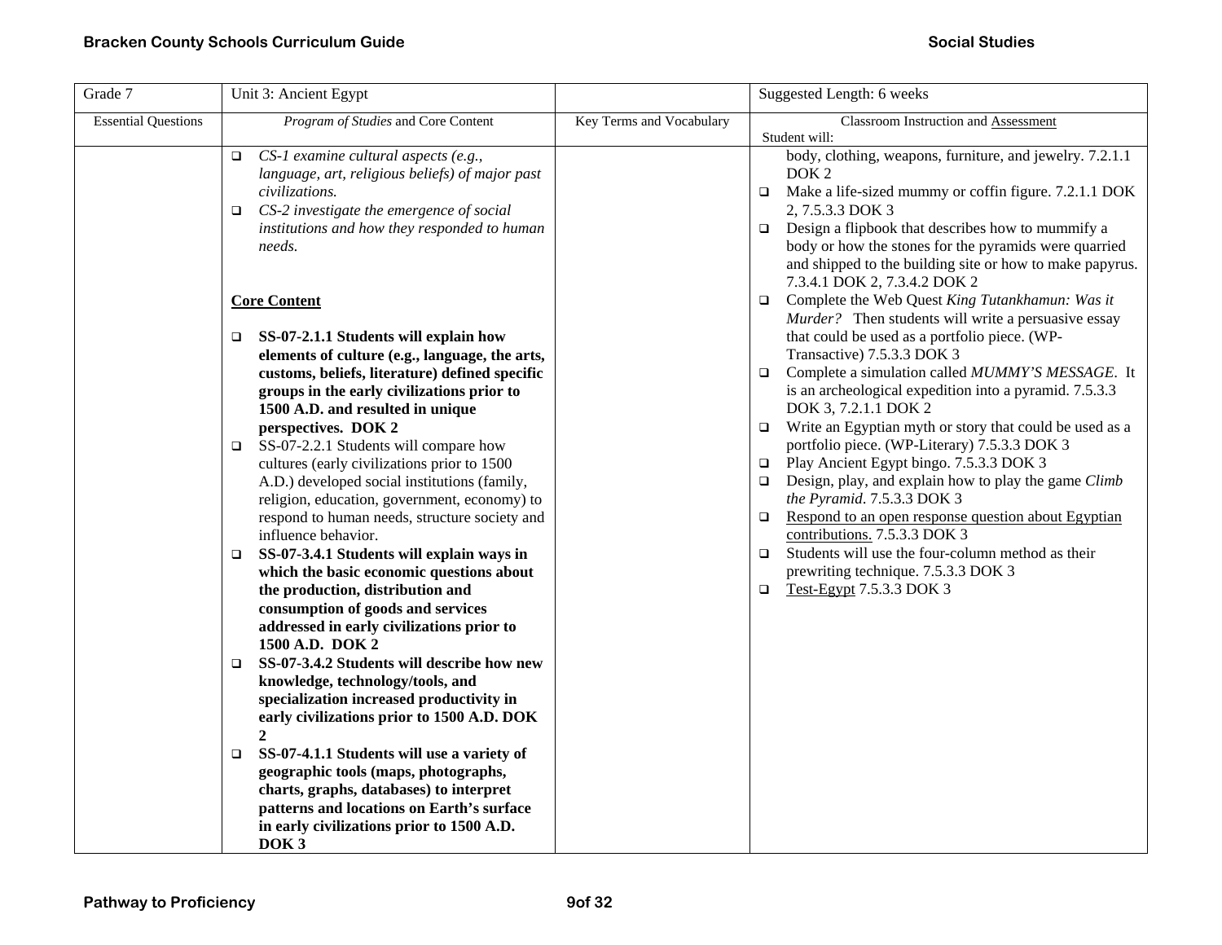| Grade 7 | Unit 3: Ancient Egypt | | Suggested Length: 6 weeks |
|---|---|---|---|
| Essential Questions | *Program of Studies* and Core Content | Key Terms and Vocabulary | Classroom Instruction and Assessment<br>Student will: |
| | ❑ *CS-1 examine cultural aspects (e.g., language, art, religious beliefs) of major past civilizations.*<br>❑ *CS-2 investigate the emergence of social institutions and how they responded to human needs.*<br><br>**Core Content**<br><br>❑ **SS-07-2.1.1 Students will explain how elements of culture (e.g., language, the arts, customs, beliefs, literature) defined specific groups in the early civilizations prior to 1500 A.D. and resulted in unique perspectives. DOK 2**<br>❑ SS-07-2.2.1 Students will compare how cultures (early civilizations prior to 1500 A.D.) developed social institutions (family, religion, education, government, economy) to respond to human needs, structure society and influence behavior.<br>❑ **SS-07-3.4.1 Students will explain ways in which the basic economic questions about the production, distribution and consumption of goods and services addressed in early civilizations prior to 1500 A.D. DOK 2**<br>❑ **SS-07-3.4.2 Students will describe how new knowledge, technology/tools, and specialization increased productivity in early civilizations prior to 1500 A.D. DOK 2**<br>❑ **SS-07-4.1.1 Students will use a variety of geographic tools (maps, photographs, charts, graphs, databases) to interpret patterns and locations on Earth's surface in early civilizations prior to 1500 A.D. DOK 3** | | body, clothing, weapons, furniture, and jewelry. 7.2.1.1 DOK 2<br>❑ Make a life-sized mummy or coffin figure. 7.2.1.1 DOK 2, 7.5.3.3 DOK 3<br>❑ Design a flipbook that describes how to mummify a body or how the stones for the pyramids were quarried and shipped to the building site or how to make papyrus. 7.3.4.1 DOK 2, 7.3.4.2 DOK 2<br>❑ Complete the Web Quest *King Tutankhamun: Was it Murder?* Then students will write a persuasive essay that could be used as a portfolio piece. (WP-Transactive) 7.5.3.3 DOK 3<br>❑ Complete a simulation called *MUMMY'S MESSAGE*. It is an archeological expedition into a pyramid. 7.5.3.3 DOK 3, 7.2.1.1 DOK 2<br>❑ Write an Egyptian myth or story that could be used as a portfolio piece. (WP-Literary) 7.5.3.3 DOK 3<br>❑ Play Ancient Egypt bingo. 7.5.3.3 DOK 3<br>❑ Design, play, and explain how to play the game *Climb the Pyramid*. 7.5.3.3 DOK 3<br>❑ Respond to an open response question about Egyptian contributions. 7.5.3.3 DOK 3<br>❑ Students will use the four-column method as their prewriting technique. 7.5.3.3 DOK 3<br>❑ Test-Egypt 7.5.3.3 DOK 3 |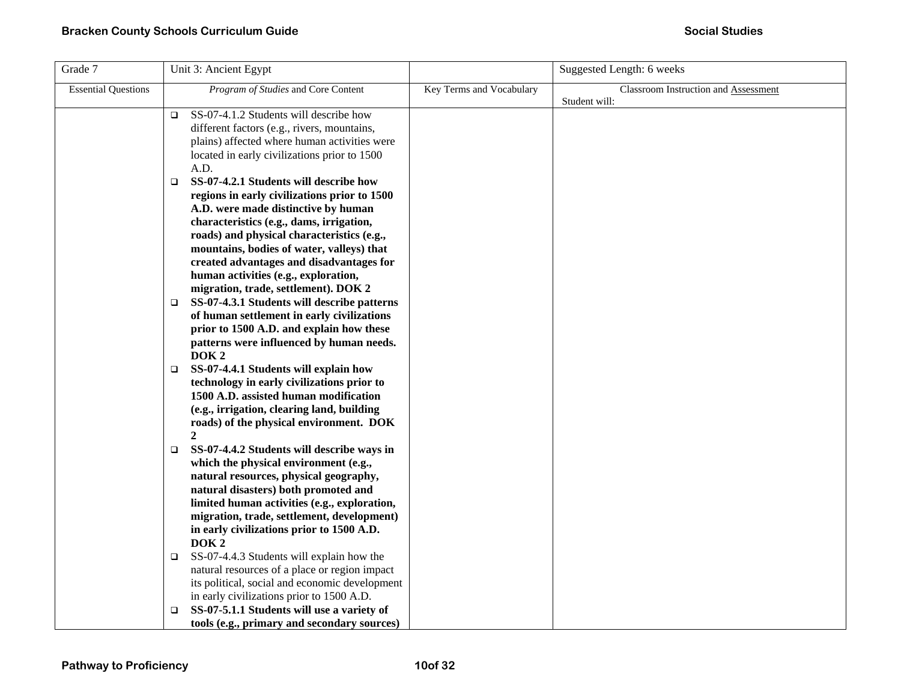| Grade 7 | Unit 3: Ancient Egypt | | Suggested Length: 6 weeks |
|---|---|---|---|
| Essential Questions | *Program of Studies* and Core Content | Key Terms and Vocabulary | Classroom Instruction and Assessment<br>Student will: |
| | ❑ SS-07-4.1.2 Students will describe how different factors (e.g., rivers, mountains, plains) affected where human activities were located in early civilizations prior to 1500 A.D.<br>❑ **SS-07-4.2.1 Students will describe how regions in early civilizations prior to 1500 A.D. were made distinctive by human characteristics (e.g., dams, irrigation, roads) and physical characteristics (e.g., mountains, bodies of water, valleys) that created advantages and disadvantages for human activities (e.g., exploration, migration, trade, settlement). DOK 2**<br>❑ **SS-07-4.3.1 Students will describe patterns of human settlement in early civilizations prior to 1500 A.D. and explain how these patterns were influenced by human needs. DOK 2**<br>❑ **SS-07-4.4.1 Students will explain how technology in early civilizations prior to 1500 A.D. assisted human modification (e.g., irrigation, clearing land, building roads) of the physical environment. DOK 2**<br>❑ **SS-07-4.4.2 Students will describe ways in which the physical environment (e.g., natural resources, physical geography, natural disasters) both promoted and limited human activities (e.g., exploration, migration, trade, settlement, development) in early civilizations prior to 1500 A.D. DOK 2**<br>❑ SS-07-4.4.3 Students will explain how the natural resources of a place or region impact its political, social and economic development in early civilizations prior to 1500 A.D.<br>❑ **SS-07-5.1.1 Students will use a variety of tools (e.g., primary and secondary sources)** | | |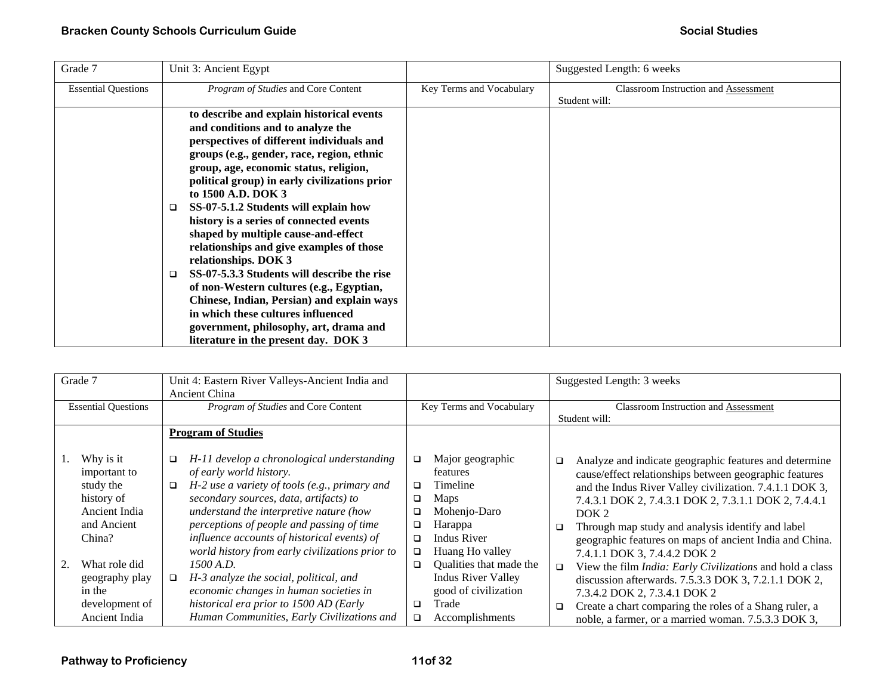| Grade 7 | Unit 3: Ancient Egypt | | Suggested Length: 6 weeks |
|---|---|---|---|
| Essential Questions | *Program of Studies* and Core Content | Key Terms and Vocabulary | Classroom Instruction and Assessment<br>Student will: |
| | **to describe and explain historical events and conditions and to analyze the perspectives of different individuals and groups (e.g., gender, race, region, ethnic group, age, economic status, religion, political group) in early civilizations prior to 1500 A.D. DOK 3**<br>❑ **SS-07-5.1.2 Students will explain how history is a series of connected events shaped by multiple cause-and-effect relationships and give examples of those relationships. DOK 3**<br>❑ **SS-07-5.3.3 Students will describe the rise of non-Western cultures (e.g., Egyptian, Chinese, Indian, Persian) and explain ways in which these cultures influenced government, philosophy, art, drama and literature in the present day. DOK 3** | | |

| Grade 7 | Unit 4: Eastern River Valleys-Ancient India and Ancient China | | Suggested Length: 3 weeks |
|---|---|---|---|
| Essential Questions | *Program of Studies* and Core Content | Key Terms and Vocabulary | Classroom Instruction and Assessment<br>Student will: |
| 1. Why is it important to study the history of Ancient India and Ancient China?<br><br>2. What role did geography play in the development of Ancient India | **Program of Studies**<br><br>❑ *H-11 develop a chronological understanding of early world history.*<br>❑ *H-2 use a variety of tools (e.g., primary and secondary sources, data, artifacts) to understand the interpretive nature (how perceptions of people and passing of time influence accounts of historical events) of world history from early civilizations prior to 1500 A.D.*<br>❑ *H-3 analyze the social, political, and economic changes in human societies in historical era prior to 1500 AD (Early Human Communities, Early Civilizations and* | ❑ Major geographic features<br>❑ Timeline<br>❑ Maps<br>❑ Mohenjo-Daro<br>❑ Harappa<br>❑ Indus River<br>❑ Huang Ho valley<br>❑ Qualities that made the Indus River Valley good of civilization<br>❑ Trade<br>❑ Accomplishments | ❑ Analyze and indicate geographic features and determine cause/effect relationships between geographic features and the Indus River Valley civilization. 7.4.1.1 DOK 3, 7.4.3.1 DOK 2, 7.4.3.1 DOK 2, 7.3.1.1 DOK 2, 7.4.4.1 DOK 2<br>❑ Through map study and analysis identify and label geographic features on maps of ancient India and China. 7.4.1.1 DOK 3, 7.4.4.2 DOK 2<br>❑ View the film *India: Early Civilizations* and hold a class discussion afterwards. 7.5.3.3 DOK 3, 7.2.1.1 DOK 2, 7.3.4.2 DOK 2, 7.3.4.1 DOK 2<br>❑ Create a chart comparing the roles of a Shang ruler, a noble, a farmer, or a married woman. 7.5.3.3 DOK 3, |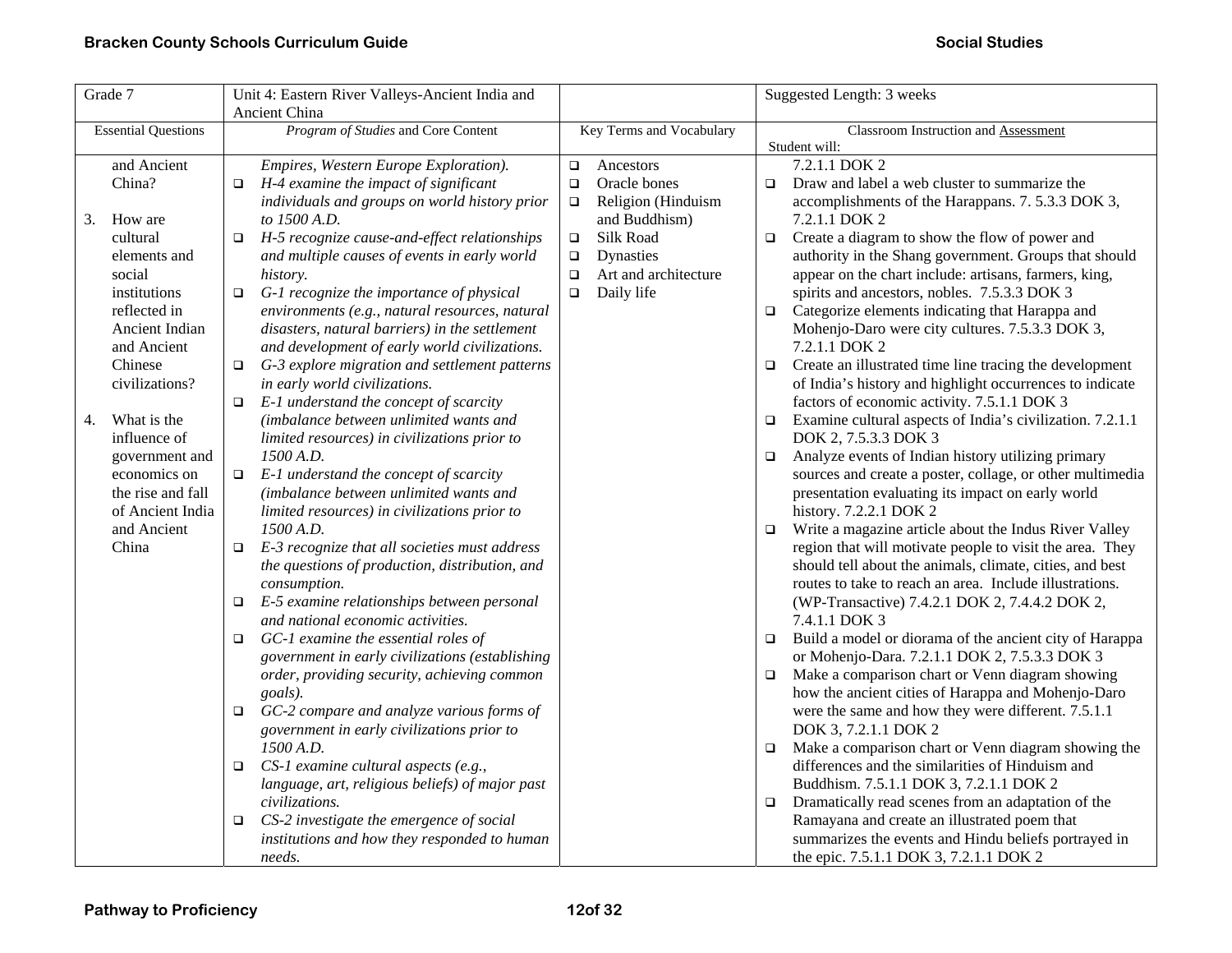| Grade 7 | Unit 4: Eastern River Valleys-Ancient India and Ancient China | | Suggested Length: 3 weeks |
|---|---|---|---|
| Essential Questions | *Program of Studies* and Core Content | Key Terms and Vocabulary | Classroom Instruction and Assessment<br>Student will: |
| and Ancient China?<br><br>3. How are cultural elements and social institutions reflected in Ancient Indian and Ancient Chinese civilizations?<br><br>4. What is the influence of government and economics on the rise and fall of Ancient India and Ancient China | *Empires, Western Europe Exploration).*<br>❑ *H-4 examine the impact of significant individuals and groups on world history prior to 1500 A.D.*<br>❑ *H-5 recognize cause-and-effect relationships and multiple causes of events in early world history.*<br>❑ *G-1 recognize the importance of physical environments (e.g., natural resources, natural disasters, natural barriers) in the settlement and development of early world civilizations.*<br>❑ *G-3 explore migration and settlement patterns in early world civilizations.*<br>❑ *E-1 understand the concept of scarcity (imbalance between unlimited wants and limited resources) in civilizations prior to 1500 A.D.*<br>❑ *E-1 understand the concept of scarcity (imbalance between unlimited wants and limited resources) in civilizations prior to 1500 A.D.*<br>❑ *E-3 recognize that all societies must address the questions of production, distribution, and consumption.*<br>❑ *E-5 examine relationships between personal and national economic activities.*<br>❑ *GC-1 examine the essential roles of government in early civilizations (establishing order, providing security, achieving common goals).*<br>❑ *GC-2 compare and analyze various forms of government in early civilizations prior to 1500 A.D.*<br>❑ *CS-1 examine cultural aspects (e.g., language, art, religious beliefs) of major past civilizations.*<br>❑ *CS-2 investigate the emergence of social institutions and how they responded to human needs.* | ❑ Ancestors<br>❑ Oracle bones<br>❑ Religion (Hinduism and Buddhism)<br>❑ Silk Road<br>❑ Dynasties<br>❑ Art and architecture<br>❑ Daily life | 7.2.1.1 DOK 2<br>❑ Draw and label a web cluster to summarize the accomplishments of the Harappans. 7. 5.3.3 DOK 3, 7.2.1.1 DOK 2<br>❑ Create a diagram to show the flow of power and authority in the Shang government. Groups that should appear on the chart include: artisans, farmers, king, spirits and ancestors, nobles. 7.5.3.3 DOK 3<br>❑ Categorize elements indicating that Harappa and Mohenjo-Daro were city cultures. 7.5.3.3 DOK 3, 7.2.1.1 DOK 2<br>❑ Create an illustrated time line tracing the development of India's history and highlight occurrences to indicate factors of economic activity. 7.5.1.1 DOK 3<br>❑ Examine cultural aspects of India's civilization. 7.2.1.1 DOK 2, 7.5.3.3 DOK 3<br>❑ Analyze events of Indian history utilizing primary sources and create a poster, collage, or other multimedia presentation evaluating its impact on early world history. 7.2.2.1 DOK 2<br>❑ Write a magazine article about the Indus River Valley region that will motivate people to visit the area. They should tell about the animals, climate, cities, and best routes to take to reach an area. Include illustrations. (WP-Transactive) 7.4.2.1 DOK 2, 7.4.4.2 DOK 2, 7.4.1.1 DOK 3<br>❑ Build a model or diorama of the ancient city of Harappa or Mohenjo-Dara. 7.2.1.1 DOK 2, 7.5.3.3 DOK 3<br>❑ Make a comparison chart or Venn diagram showing how the ancient cities of Harappa and Mohenjo-Daro were the same and how they were different. 7.5.1.1 DOK 3, 7.2.1.1 DOK 2<br>❑ Make a comparison chart or Venn diagram showing the differences and the similarities of Hinduism and Buddhism. 7.5.1.1 DOK 3, 7.2.1.1 DOK 2<br>❑ Dramatically read scenes from an adaptation of the Ramayana and create an illustrated poem that summarizes the events and Hindu beliefs portrayed in the epic. 7.5.1.1 DOK 3, 7.2.1.1 DOK 2 |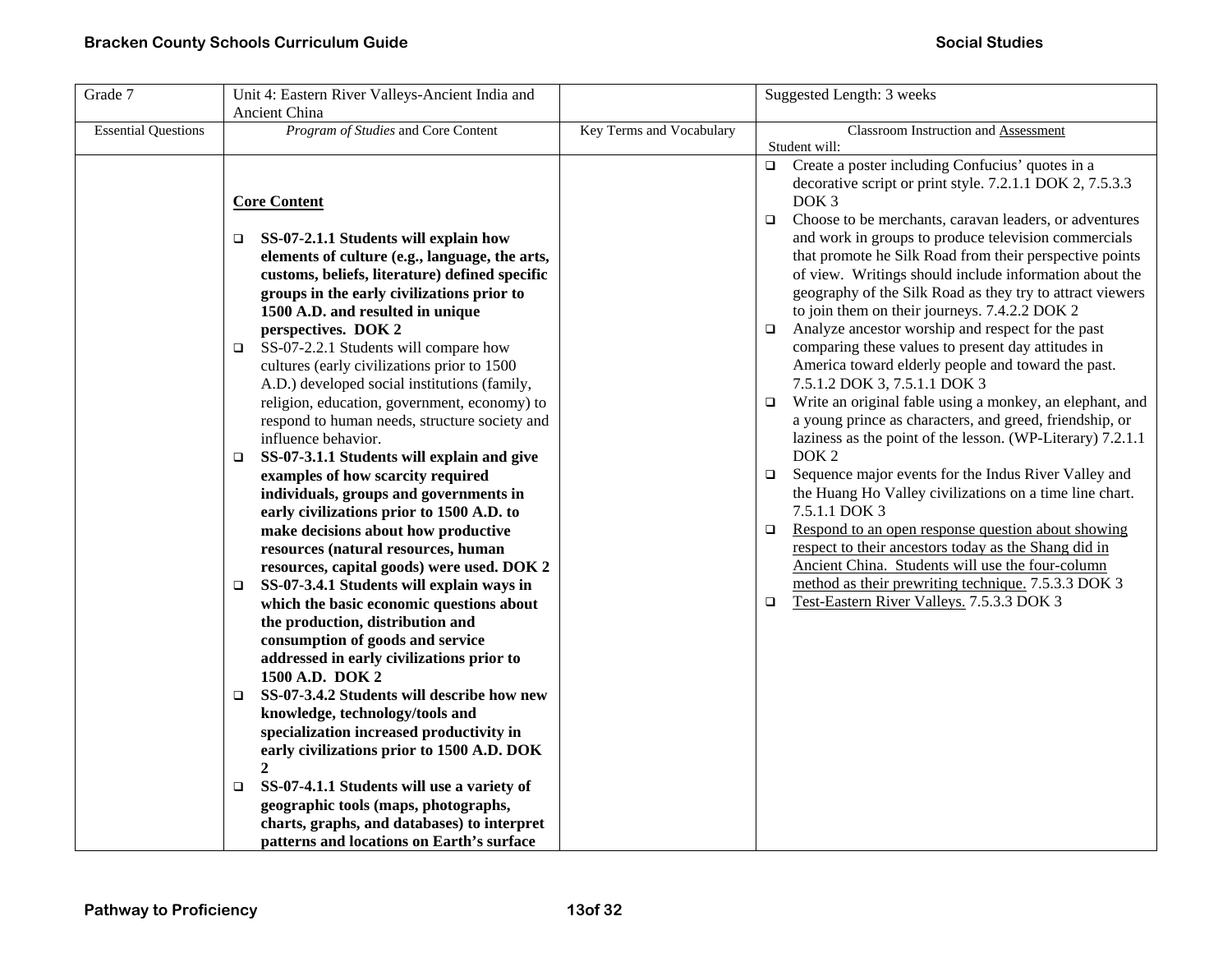| Grade 7 | Unit 4: Eastern River Valleys-Ancient India and Ancient China | | Suggested Length: 3 weeks |
|---|---|---|---|
| Essential Questions | *Program of Studies* and Core Content | Key Terms and Vocabulary | Classroom Instruction and Assessment<br>Student will: |
| | **Core Content**<br><br>❑ **SS-07-2.1.1 Students will explain how elements of culture (e.g., language, the arts, customs, beliefs, literature) defined specific groups in the early civilizations prior to 1500 A.D. and resulted in unique perspectives. DOK 2**<br>❑ SS-07-2.2.1 Students will compare how cultures (early civilizations prior to 1500 A.D.) developed social institutions (family, religion, education, government, economy) to respond to human needs, structure society and influence behavior.<br>❑ **SS-07-3.1.1 Students will explain and give examples of how scarcity required individuals, groups and governments in early civilizations prior to 1500 A.D. to make decisions about how productive resources (natural resources, human resources, capital goods) were used. DOK 2**<br>❑ **SS-07-3.4.1 Students will explain ways in which the basic economic questions about the production, distribution and consumption of goods and service addressed in early civilizations prior to 1500 A.D. DOK 2**<br>❑ **SS-07-3.4.2 Students will describe how new knowledge, technology/tools and specialization increased productivity in early civilizations prior to 1500 A.D. DOK 2**<br>❑ **SS-07-4.1.1 Students will use a variety of geographic tools (maps, photographs, charts, graphs, and databases) to interpret patterns and locations on Earth's surface** | | ❑ Create a poster including Confucius' quotes in a decorative script or print style. 7.2.1.1 DOK 2, 7.5.3.3 DOK 3<br>❑ Choose to be merchants, caravan leaders, or adventures and work in groups to produce television commercials that promote he Silk Road from their perspective points of view. Writings should include information about the geography of the Silk Road as they try to attract viewers to join them on their journeys. 7.4.2.2 DOK 2<br>❑ Analyze ancestor worship and respect for the past comparing these values to present day attitudes in America toward elderly people and toward the past. 7.5.1.2 DOK 3, 7.5.1.1 DOK 3<br>❑ Write an original fable using a monkey, an elephant, and a young prince as characters, and greed, friendship, or laziness as the point of the lesson. (WP-Literary) 7.2.1.1 DOK 2<br>❑ Sequence major events for the Indus River Valley and the Huang Ho Valley civilizations on a time line chart. 7.5.1.1 DOK 3<br>❑ Respond to an open response question about showing respect to their ancestors today as the Shang did in Ancient China. Students will use the four-column method as their prewriting technique. 7.5.3.3 DOK 3<br>❑ Test-Eastern River Valleys. 7.5.3.3 DOK 3 |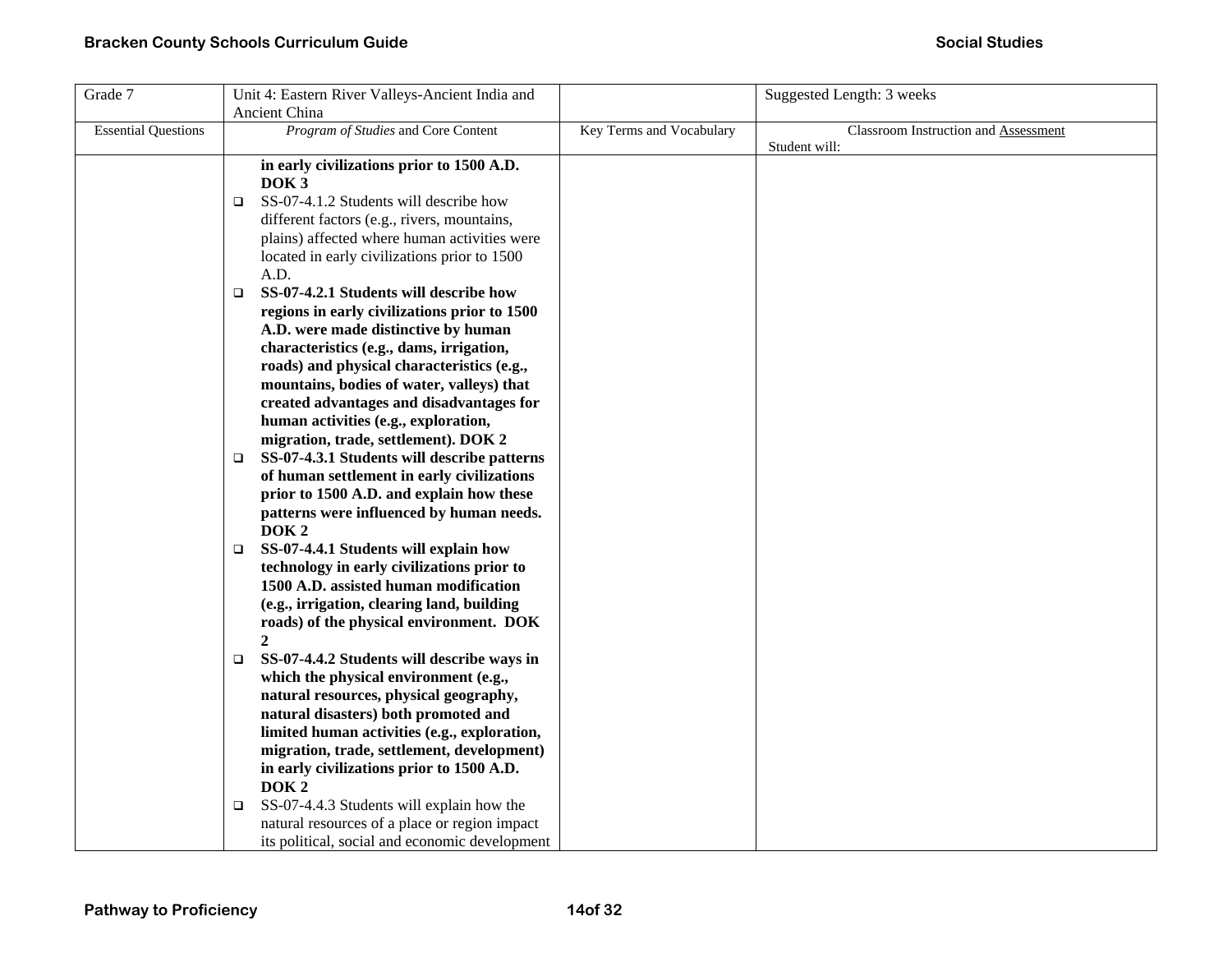| Grade 7 | Unit 4: Eastern River Valleys-Ancient India and Ancient China | | Suggested Length: 3 weeks |
|---|---|---|---|
| Essential Questions | *Program of Studies* and Core Content | Key Terms and Vocabulary | Classroom Instruction and Assessment<br>Student will: |
| | **in early civilizations prior to 1500 A.D. DOK 3**<br>❑ SS-07-4.1.2 Students will describe how different factors (e.g., rivers, mountains, plains) affected where human activities were located in early civilizations prior to 1500 A.D.<br>❑ **SS-07-4.2.1 Students will describe how regions in early civilizations prior to 1500 A.D. were made distinctive by human characteristics (e.g., dams, irrigation, roads) and physical characteristics (e.g., mountains, bodies of water, valleys) that created advantages and disadvantages for human activities (e.g., exploration, migration, trade, settlement). DOK 2**<br>❑ **SS-07-4.3.1 Students will describe patterns of human settlement in early civilizations prior to 1500 A.D. and explain how these patterns were influenced by human needs. DOK 2**<br>❑ **SS-07-4.4.1 Students will explain how technology in early civilizations prior to 1500 A.D. assisted human modification (e.g., irrigation, clearing land, building roads) of the physical environment. DOK 2**<br>❑ **SS-07-4.4.2 Students will describe ways in which the physical environment (e.g., natural resources, physical geography, natural disasters) both promoted and limited human activities (e.g., exploration, migration, trade, settlement, development) in early civilizations prior to 1500 A.D. DOK 2**<br>❑ SS-07-4.4.3 Students will explain how the natural resources of a place or region impact its political, social and economic development | | |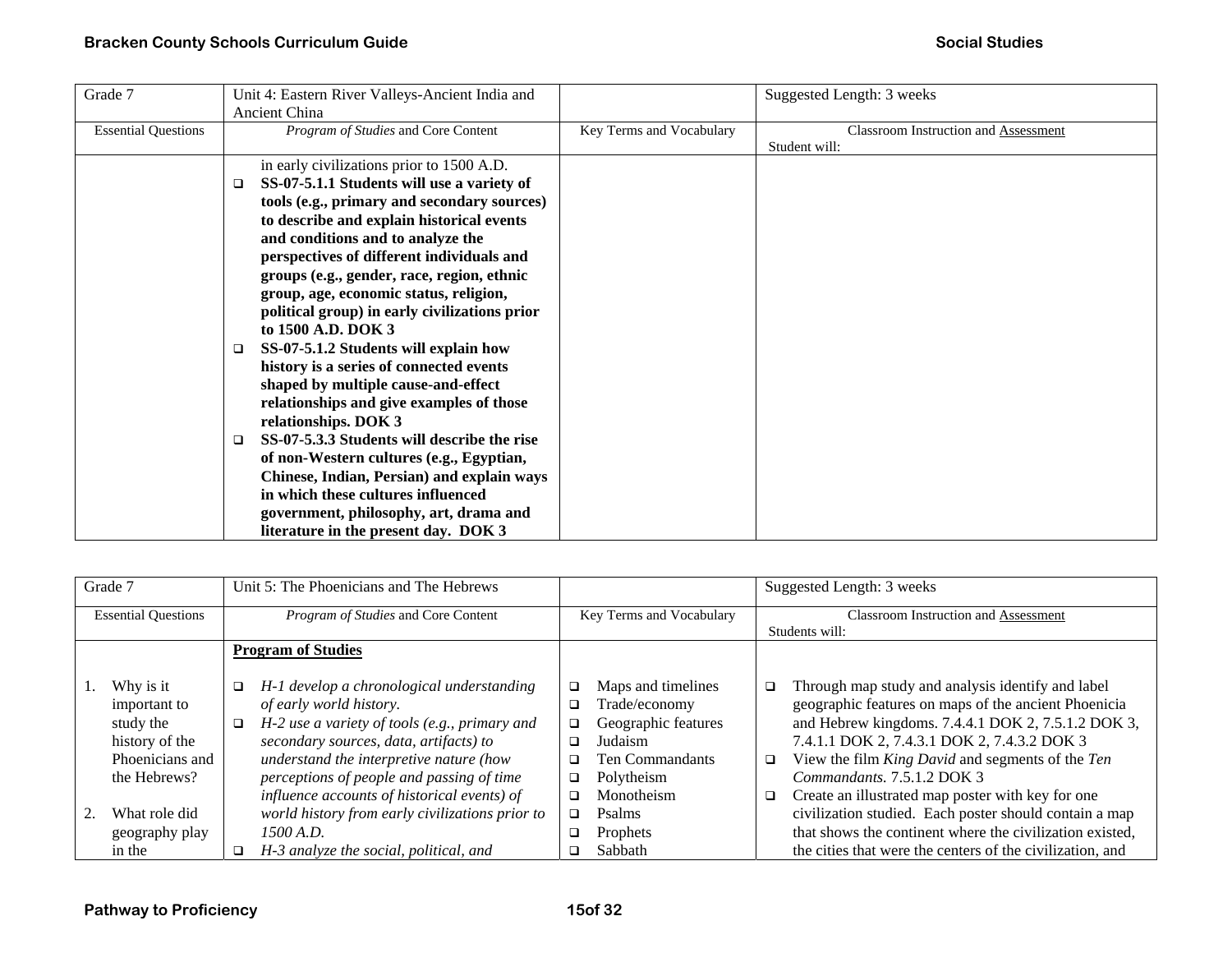| Grade 7 | Unit 4: Eastern River Valleys-Ancient India and Ancient China | | Suggested Length: 3 weeks |
|---|---|---|---|
| Essential Questions | *Program of Studies* and Core Content | Key Terms and Vocabulary | Classroom Instruction and Assessment<br>Student will: |
| | in early civilizations prior to 1500 A.D.<br>❑ **SS-07-5.1.1 Students will use a variety of tools (e.g., primary and secondary sources) to describe and explain historical events and conditions and to analyze the perspectives of different individuals and groups (e.g., gender, race, region, ethnic group, age, economic status, religion, political group) in early civilizations prior to 1500 A.D. DOK 3**<br>❑ **SS-07-5.1.2 Students will explain how history is a series of connected events shaped by multiple cause-and-effect relationships and give examples of those relationships. DOK 3**<br>❑ **SS-07-5.3.3 Students will describe the rise of non-Western cultures (e.g., Egyptian, Chinese, Indian, Persian) and explain ways in which these cultures influenced government, philosophy, art, drama and literature in the present day. DOK 3** | | |

| Grade 7 | Unit 5: The Phoenicians and The Hebrews | | Suggested Length: 3 weeks |
|---|---|---|---|
| Essential Questions | *Program of Studies* and Core Content | Key Terms and Vocabulary | Classroom Instruction and Assessment<br>Students will: |
| 1. Why is it important to study the history of the Phoenicians and the Hebrews?<br><br>2. What role did geography play in the | **Program of Studies**<br><br>❑ *H-1 develop a chronological understanding of early world history.*<br>❑ *H-2 use a variety of tools (e.g., primary and secondary sources, data, artifacts) to understand the interpretive nature (how perceptions of people and passing of time influence accounts of historical events) of world history from early civilizations prior to 1500 A.D.*<br>❑ *H-3 analyze the social, political, and* | ❑ Maps and timelines<br>❑ Trade/economy<br>❑ Geographic features<br>❑ Judaism<br>❑ Ten Commandants<br>❑ Polytheism<br>❑ Monotheism<br>❑ Psalms<br>❑ Prophets<br>❑ Sabbath | ❑ Through map study and analysis identify and label geographic features on maps of the ancient Phoenicia and Hebrew kingdoms. 7.4.4.1 DOK 2, 7.5.1.2 DOK 3, 7.4.1.1 DOK 2, 7.4.3.1 DOK 2, 7.4.3.2 DOK 3<br>❑ View the film *King David* and segments of the *Ten Commandants.* 7.5.1.2 DOK 3<br>❑ Create an illustrated map poster with key for one civilization studied. Each poster should contain a map that shows the continent where the civilization existed, the cities that were the centers of the civilization, and |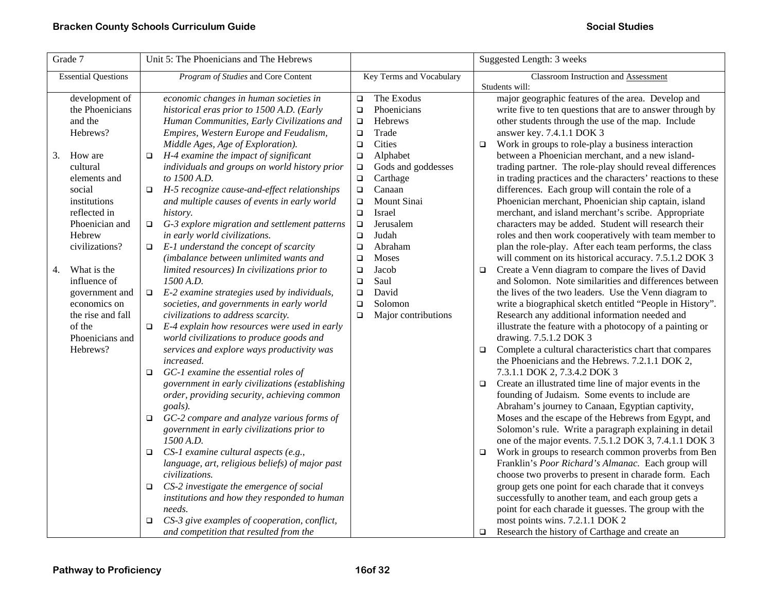| Grade 7 | Unit 5: The Phoenicians and The Hebrews | | Suggested Length: 3 weeks |
|---|---|---|---|
| Essential Questions | *Program of Studies* and Core Content | Key Terms and Vocabulary | Classroom Instruction and Assessment<br>Students will: |
| development of the Phoenicians and the Hebrews?<br><br>3. How are cultural elements and social institutions reflected in Phoenician and Hebrew civilizations?<br><br>4. What is the influence of government and economics on the rise and fall of the Phoenicians and Hebrews? | *economic changes in human societies in historical eras prior to 1500 A.D. (Early Human Communities, Early Civilizations and Empires, Western Europe and Feudalism, Middle Ages, Age of Exploration).*<br>❑ *H-4 examine the impact of significant individuals and groups on world history prior to 1500 A.D.*<br>❑ *H-5 recognize cause-and-effect relationships and multiple causes of events in early world history.*<br>❑ *G-3 explore migration and settlement patterns in early world civilizations.*<br>❑ *E-1 understand the concept of scarcity (imbalance between unlimited wants and limited resources) In civilizations prior to 1500 A.D.*<br>❑ *E-2 examine strategies used by individuals, societies, and governments in early world civilizations to address scarcity.*<br>❑ *E-4 explain how resources were used in early world civilizations to produce goods and services and explore ways productivity was increased.*<br>❑ *GC-1 examine the essential roles of government in early civilizations (establishing order, providing security, achieving common goals).*<br>❑ *GC-2 compare and analyze various forms of government in early civilizations prior to 1500 A.D.*<br>❑ *CS-1 examine cultural aspects (e.g., language, art, religious beliefs) of major past civilizations.*<br>❑ *CS-2 investigate the emergence of social institutions and how they responded to human needs.*<br>❑ *CS-3 give examples of cooperation, conflict, and competition that resulted from the* | ❑ The Exodus<br>❑ Phoenicians<br>❑ Hebrews<br>❑ Trade<br>❑ Cities<br>❑ Alphabet<br>❑ Gods and goddesses<br>❑ Carthage<br>❑ Canaan<br>❑ Mount Sinai<br>❑ Israel<br>❑ Jerusalem<br>❑ Judah<br>❑ Abraham<br>❑ Moses<br>❑ Jacob<br>❑ Saul<br>❑ David<br>❑ Solomon<br>❑ Major contributions | major geographic features of the area. Develop and write five to ten questions that are to answer through by other students through the use of the map. Include answer key. 7.4.1.1 DOK 3<br>❑ Work in groups to role-play a business interaction between a Phoenician merchant, and a new island-trading partner. The role-play should reveal differences in trading practices and the characters' reactions to these differences. Each group will contain the role of a Phoenician merchant, Phoenician ship captain, island merchant, and island merchant's scribe. Appropriate characters may be added. Student will research their roles and then work cooperatively with team member to plan the role-play. After each team performs, the class will comment on its historical accuracy. 7.5.1.2 DOK 3<br>❑ Create a Venn diagram to compare the lives of David and Solomon. Note similarities and differences between the lives of the two leaders. Use the Venn diagram to write a biographical sketch entitled "People in History". Research any additional information needed and illustrate the feature with a photocopy of a painting or drawing. 7.5.1.2 DOK 3<br>❑ Complete a cultural characteristics chart that compares the Phoenicians and the Hebrews. 7.2.1.1 DOK 2, 7.3.1.1 DOK 2, 7.3.4.2 DOK 3<br>❑ Create an illustrated time line of major events in the founding of Judaism. Some events to include are Abraham's journey to Canaan, Egyptian captivity, Moses and the escape of the Hebrews from Egypt, and Solomon's rule. Write a paragraph explaining in detail one of the major events. 7.5.1.2 DOK 3, 7.4.1.1 DOK 3<br>❑ Work in groups to research common proverbs from Ben Franklin's *Poor Richard's Almanac.* Each group will choose two proverbs to present in charade form. Each group gets one point for each charade that it conveys successfully to another team, and each group gets a point for each charade it guesses. The group with the most points wins. 7.2.1.1 DOK 2<br>❑ Research the history of Carthage and create an |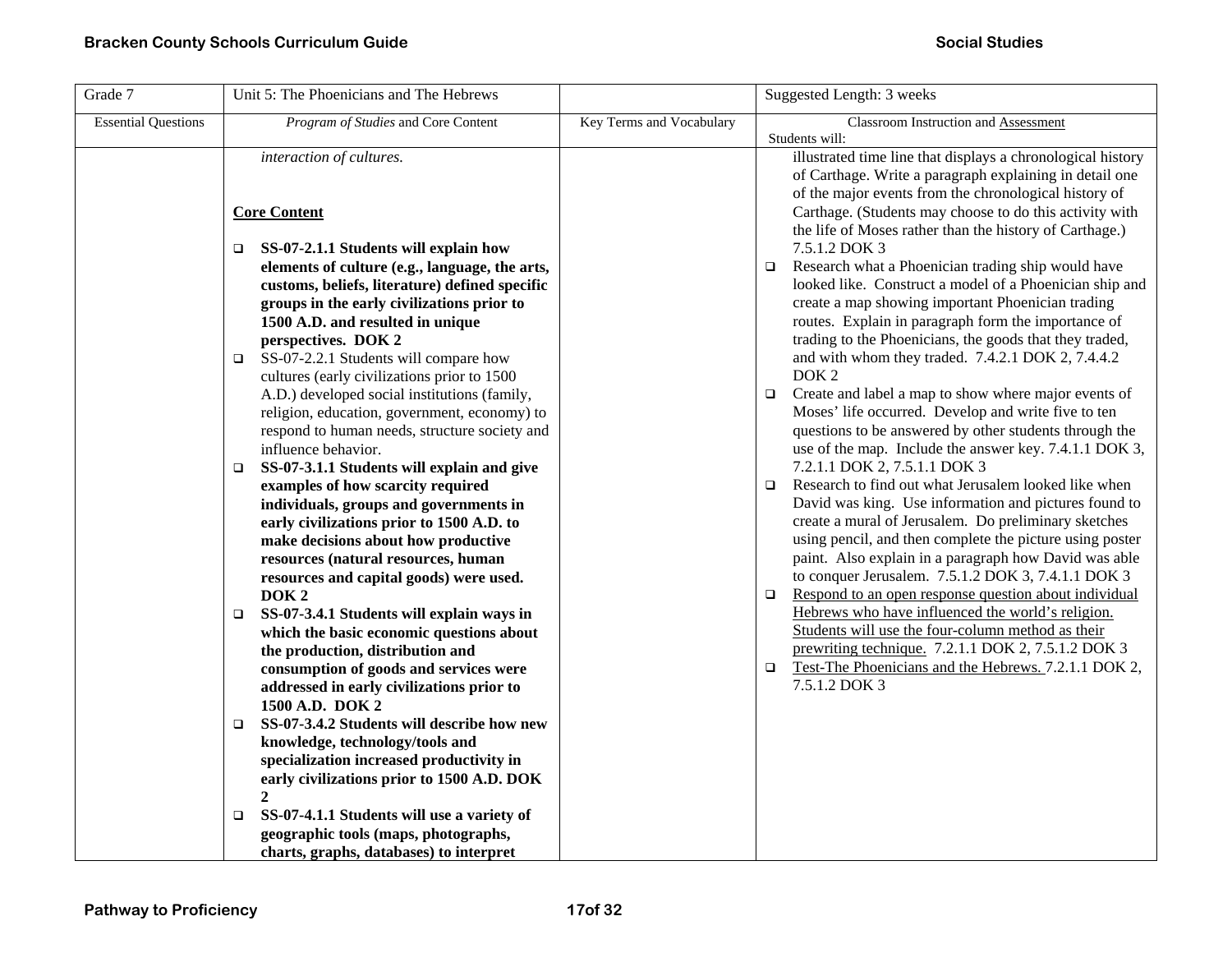| Grade 7 | Unit 5: The Phoenicians and The Hebrews | | Suggested Length: 3 weeks |
|---|---|---|---|
| Essential Questions | *Program of Studies* and Core Content | Key Terms and Vocabulary | Classroom Instruction and <u>Assessment</u><br>Students will: |
| | *interaction of cultures.*<br><br>**<u>Core Content</u>**<br><br>❑ **SS-07-2.1.1 Students will explain how elements of culture (e.g., language, the arts, customs, beliefs, literature) defined specific groups in the early civilizations prior to 1500 A.D. and resulted in unique perspectives. DOK 2**<br>❑ SS-07-2.2.1 Students will compare how cultures (early civilizations prior to 1500 A.D.) developed social institutions (family, religion, education, government, economy) to respond to human needs, structure society and influence behavior.<br>❑ **SS-07-3.1.1 Students will explain and give examples of how scarcity required individuals, groups and governments in early civilizations prior to 1500 A.D. to make decisions about how productive resources (natural resources, human resources and capital goods) were used. DOK 2**<br>❑ **SS-07-3.4.1 Students will explain ways in which the basic economic questions about the production, distribution and consumption of goods and services were addressed in early civilizations prior to 1500 A.D. DOK 2**<br>❑ **SS-07-3.4.2 Students will describe how new knowledge, technology/tools and specialization increased productivity in early civilizations prior to 1500 A.D. DOK 2**<br>❑ **SS-07-4.1.1 Students will use a variety of geographic tools (maps, photographs, charts, graphs, databases) to interpret** | | illustrated time line that displays a chronological history of Carthage. Write a paragraph explaining in detail one of the major events from the chronological history of Carthage. (Students may choose to do this activity with the life of Moses rather than the history of Carthage.) 7.5.1.2 DOK 3<br>❑ Research what a Phoenician trading ship would have looked like. Construct a model of a Phoenician ship and create a map showing important Phoenician trading routes. Explain in paragraph form the importance of trading to the Phoenicians, the goods that they traded, and with whom they traded. 7.4.2.1 DOK 2, 7.4.4.2 DOK 2<br>❑ Create and label a map to show where major events of Moses' life occurred. Develop and write five to ten questions to be answered by other students through the use of the map. Include the answer key. 7.4.1.1 DOK 3, 7.2.1.1 DOK 2, 7.5.1.1 DOK 3<br>❑ Research to find out what Jerusalem looked like when David was king. Use information and pictures found to create a mural of Jerusalem. Do preliminary sketches using pencil, and then complete the picture using poster paint. Also explain in a paragraph how David was able to conquer Jerusalem. 7.5.1.2 DOK 3, 7.4.1.1 DOK 3<br>❑ <u>Respond to an open response question about individual Hebrews who have influenced the world's religion. Students will use the four-column method as their prewriting technique.</u> 7.2.1.1 DOK 2, 7.5.1.2 DOK 3<br>❑ <u>Test-The Phoenicians and the Hebrews.</u> 7.2.1.1 DOK 2, 7.5.1.2 DOK 3 |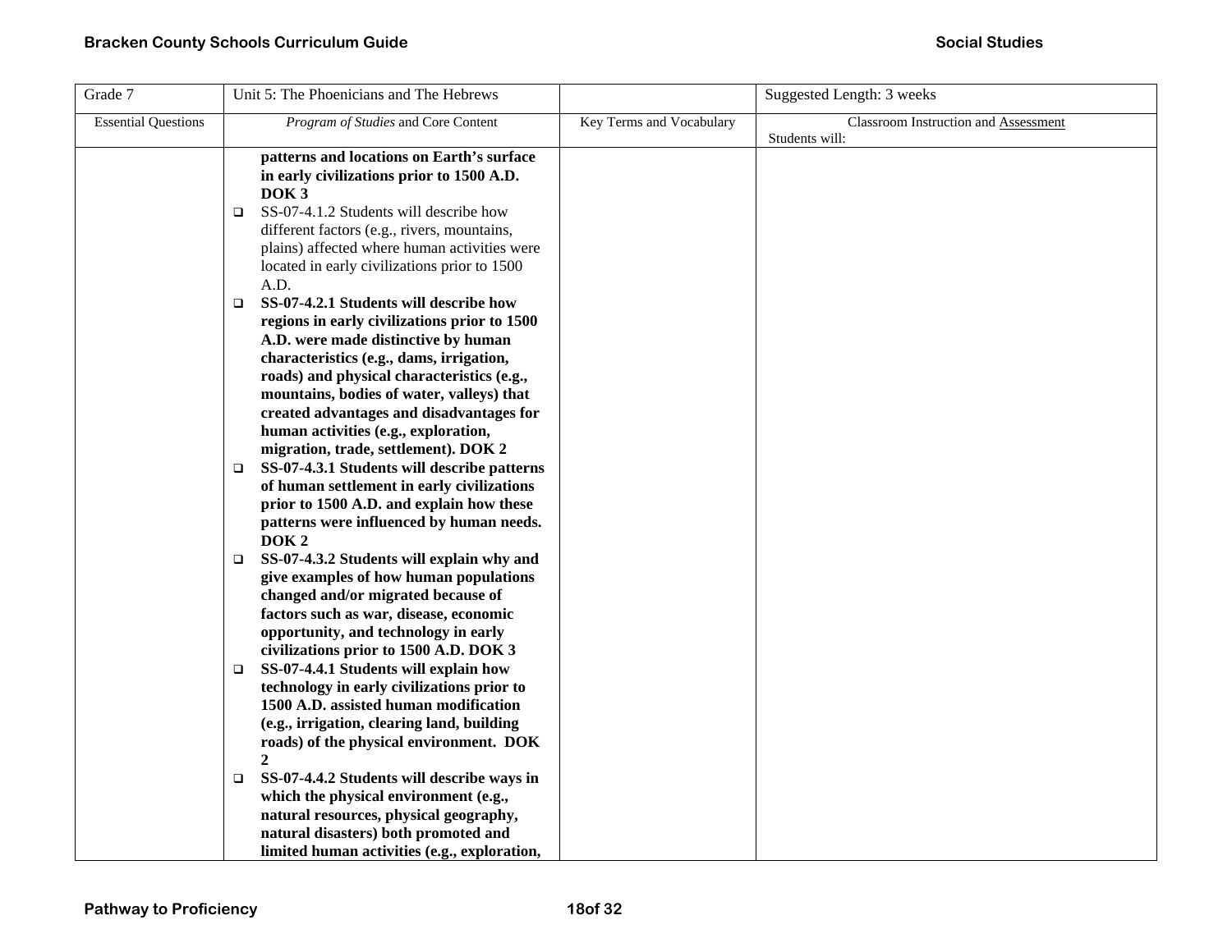| Grade 7 | Unit 5: The Phoenicians and The Hebrews | | Suggested Length: 3 weeks |
|---|---|---|---|
| Essential Questions | *Program of Studies* and Core Content | Key Terms and Vocabulary | Classroom Instruction and Assessment<br>Students will: |
| | **patterns and locations on Earth's surface in early civilizations prior to 1500 A.D. DOK 3**<br>❑ SS-07-4.1.2 Students will describe how different factors (e.g., rivers, mountains, plains) affected where human activities were located in early civilizations prior to 1500 A.D.<br>❑ **SS-07-4.2.1 Students will describe how regions in early civilizations prior to 1500 A.D. were made distinctive by human characteristics (e.g., dams, irrigation, roads) and physical characteristics (e.g., mountains, bodies of water, valleys) that created advantages and disadvantages for human activities (e.g., exploration, migration, trade, settlement). DOK 2**<br>❑ **SS-07-4.3.1 Students will describe patterns of human settlement in early civilizations prior to 1500 A.D. and explain how these patterns were influenced by human needs. DOK 2**<br>❑ **SS-07-4.3.2 Students will explain why and give examples of how human populations changed and/or migrated because of factors such as war, disease, economic opportunity, and technology in early civilizations prior to 1500 A.D. DOK 3**<br>❑ **SS-07-4.4.1 Students will explain how technology in early civilizations prior to 1500 A.D. assisted human modification (e.g., irrigation, clearing land, building roads) of the physical environment. DOK 2**<br>❑ **SS-07-4.4.2 Students will describe ways in which the physical environment (e.g., natural resources, physical geography, natural disasters) both promoted and limited human activities (e.g., exploration,** | | |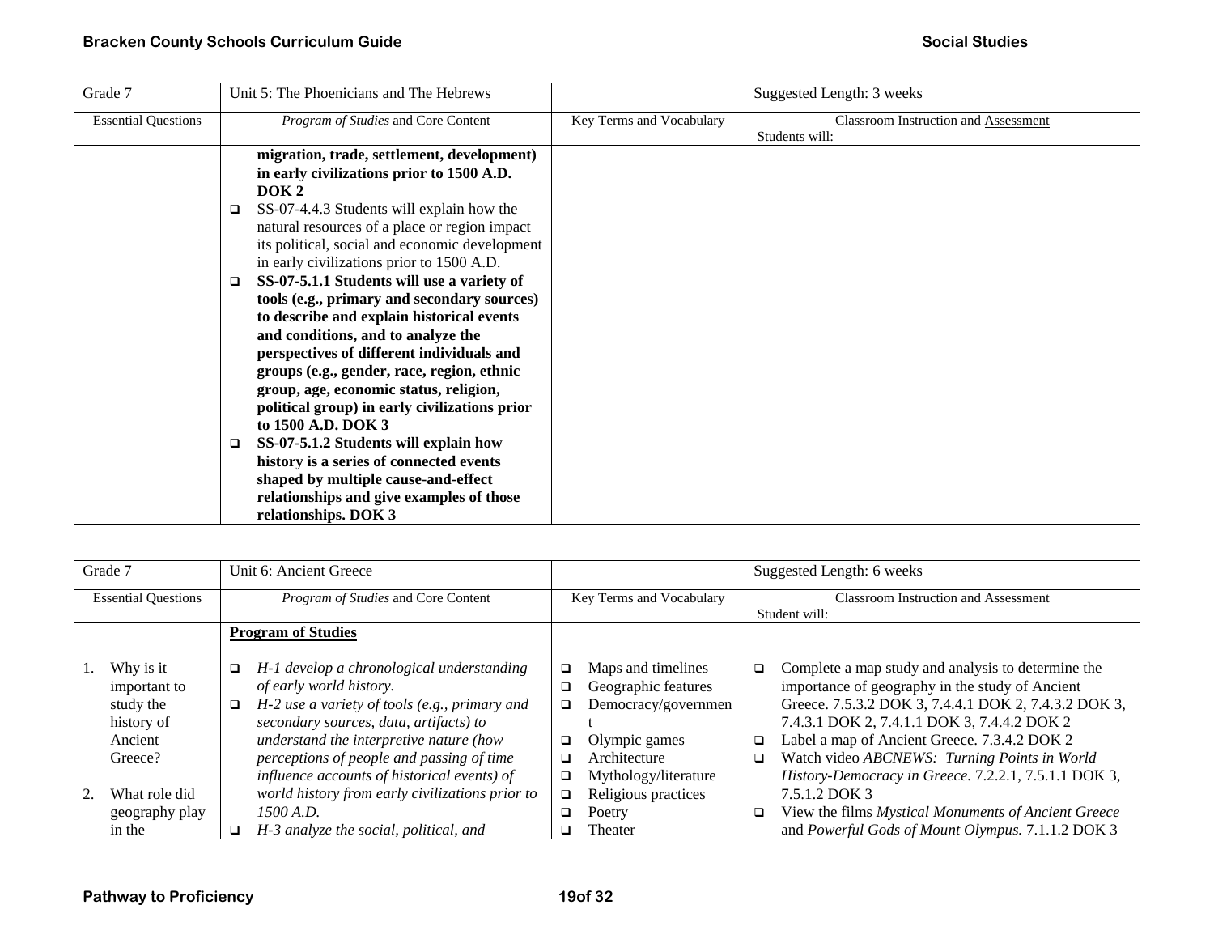| Grade 7 | Unit 5: The Phoenicians and The Hebrews | | Suggested Length: 3 weeks |
|---|---|---|---|
| Essential Questions | *Program of Studies* and Core Content | Key Terms and Vocabulary | Classroom Instruction and Assessment<br>Students will: |
| | **migration, trade, settlement, development) in early civilizations prior to 1500 A.D. DOK 2**<br>❑ SS-07-4.4.3 Students will explain how the natural resources of a place or region impact its political, social and economic development in early civilizations prior to 1500 A.D.<br>❑ **SS-07-5.1.1 Students will use a variety of tools (e.g., primary and secondary sources) to describe and explain historical events and conditions, and to analyze the perspectives of different individuals and groups (e.g., gender, race, region, ethnic group, age, economic status, religion, political group) in early civilizations prior to 1500 A.D. DOK 3**<br>❑ **SS-07-5.1.2 Students will explain how history is a series of connected events shaped by multiple cause-and-effect relationships and give examples of those relationships. DOK 3** | | |

| Grade 7 | Unit 6: Ancient Greece | | Suggested Length: 6 weeks |
|---|---|---|---|
| Essential Questions | *Program of Studies* and Core Content | Key Terms and Vocabulary | Classroom Instruction and Assessment<br>Student will: |
| 1. Why is it important to study the history of Ancient Greece?<br><br>2. What role did geography play in the | **Program of Studies**<br><br>❑ *H-1 develop a chronological understanding of early world history.*<br>❑ *H-2 use a variety of tools (e.g., primary and secondary sources, data, artifacts) to understand the interpretive nature (how perceptions of people and passing of time influence accounts of historical events) of world history from early civilizations prior to 1500 A.D.*<br>❑ *H-3 analyze the social, political, and* | ❑ Maps and timelines<br>❑ Geographic features<br>❑ Democracy/government<br>❑ Olympic games<br>❑ Architecture<br>❑ Mythology/literature<br>❑ Religious practices<br>❑ Poetry<br>❑ Theater | ❑ Complete a map study and analysis to determine the importance of geography in the study of Ancient Greece. 7.5.3.2 DOK 3, 7.4.4.1 DOK 2, 7.4.3.2 DOK 3, 7.4.3.1 DOK 2, 7.4.1.1 DOK 3, 7.4.4.2 DOK 2<br>❑ Label a map of Ancient Greece. 7.3.4.2 DOK 2<br>❑ Watch video *ABCNEWS: Turning Points in World History-Democracy in Greece.* 7.2.2.1, 7.5.1.1 DOK 3, 7.5.1.2 DOK 3<br>❑ View the films *Mystical Monuments of Ancient Greece* and *Powerful Gods of Mount Olympus.* 7.1.1.2 DOK 3 |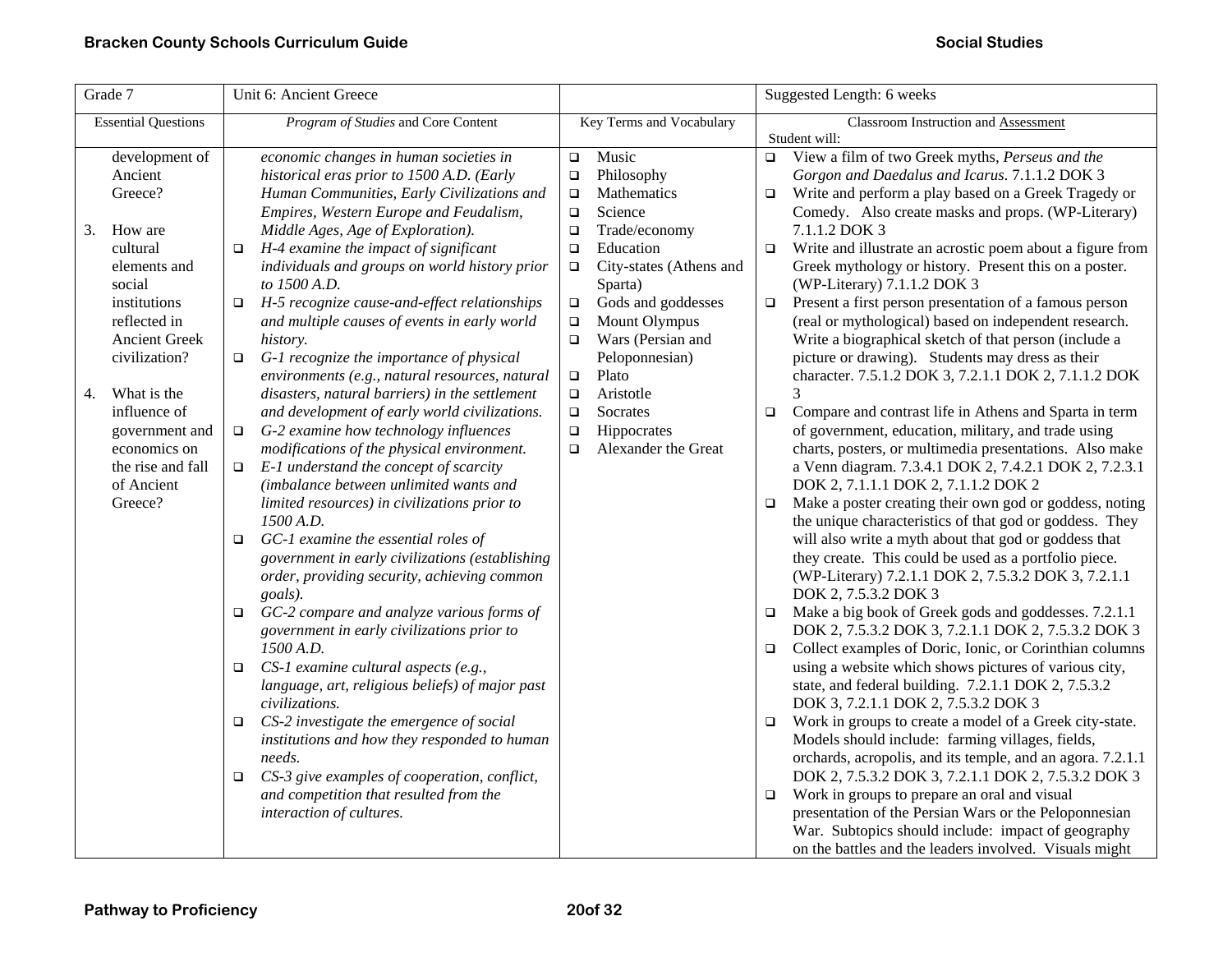| Grade 7 | Unit 6: Ancient Greece | | Suggested Length: 6 weeks |
|---|---|---|---|
| Essential Questions | *Program of Studies* and Core Content | Key Terms and Vocabulary | Classroom Instruction and Assessment<br>Student will: |
| development of Ancient Greece?<br><br>3. How are cultural elements and social institutions reflected in Ancient Greek civilization?<br><br>4. What is the influence of government and economics on the rise and fall of Ancient Greece? | *economic changes in human societies in historical eras prior to 1500 A.D. (Early Human Communities, Early Civilizations and Empires, Western Europe and Feudalism, Middle Ages, Age of Exploration).*<br>❑ *H-4 examine the impact of significant individuals and groups on world history prior to 1500 A.D.*<br>❑ *H-5 recognize cause-and-effect relationships and multiple causes of events in early world history.*<br>❑ *G-1 recognize the importance of physical environments (e.g., natural resources, natural disasters, natural barriers) in the settlement and development of early world civilizations.*<br>❑ *G-2 examine how technology influences modifications of the physical environment.*<br>❑ *E-1 understand the concept of scarcity (imbalance between unlimited wants and limited resources) in civilizations prior to 1500 A.D.*<br>❑ *GC-1 examine the essential roles of government in early civilizations (establishing order, providing security, achieving common goals).*<br>❑ *GC-2 compare and analyze various forms of government in early civilizations prior to 1500 A.D.*<br>❑ *CS-1 examine cultural aspects (e.g., language, art, religious beliefs) of major past civilizations.*<br>❑ *CS-2 investigate the emergence of social institutions and how they responded to human needs.*<br>❑ *CS-3 give examples of cooperation, conflict, and competition that resulted from the interaction of cultures.* | ❑ Music<br>❑ Philosophy<br>❑ Mathematics<br>❑ Science<br>❑ Trade/economy<br>❑ Education<br>❑ City-states (Athens and Sparta)<br>❑ Gods and goddesses<br>❑ Mount Olympus<br>❑ Wars (Persian and Peloponnesian)<br>❑ Plato<br>❑ Aristotle<br>❑ Socrates<br>❑ Hippocrates<br>❑ Alexander the Great | ❑ View a film of two Greek myths, *Perseus and the Gorgon and Daedalus and Icarus*. 7.1.1.2 DOK 3<br>❑ Write and perform a play based on a Greek Tragedy or Comedy. Also create masks and props. (WP-Literary) 7.1.1.2 DOK 3<br>❑ Write and illustrate an acrostic poem about a figure from Greek mythology or history. Present this on a poster. (WP-Literary) 7.1.1.2 DOK 3<br>❑ Present a first person presentation of a famous person (real or mythological) based on independent research. Write a biographical sketch of that person (include a picture or drawing). Students may dress as their character. 7.5.1.2 DOK 3, 7.2.1.1 DOK 2, 7.1.1.2 DOK 3<br>❑ Compare and contrast life in Athens and Sparta in term of government, education, military, and trade using charts, posters, or multimedia presentations. Also make a Venn diagram. 7.3.4.1 DOK 2, 7.4.2.1 DOK 2, 7.2.3.1 DOK 2, 7.1.1.1 DOK 2, 7.1.1.2 DOK 2<br>❑ Make a poster creating their own god or goddess, noting the unique characteristics of that god or goddess. They will also write a myth about that god or goddess that they create. This could be used as a portfolio piece. (WP-Literary) 7.2.1.1 DOK 2, 7.5.3.2 DOK 3, 7.2.1.1 DOK 2, 7.5.3.2 DOK 3<br>❑ Make a big book of Greek gods and goddesses. 7.2.1.1 DOK 2, 7.5.3.2 DOK 3, 7.2.1.1 DOK 2, 7.5.3.2 DOK 3<br>❑ Collect examples of Doric, Ionic, or Corinthian columns using a website which shows pictures of various city, state, and federal building. 7.2.1.1 DOK 2, 7.5.3.2 DOK 3, 7.2.1.1 DOK 2, 7.5.3.2 DOK 3<br>❑ Work in groups to create a model of a Greek city-state. Models should include: farming villages, fields, orchards, acropolis, and its temple, and an agora. 7.2.1.1 DOK 2, 7.5.3.2 DOK 3, 7.2.1.1 DOK 2, 7.5.3.2 DOK 3<br>❑ Work in groups to prepare an oral and visual presentation of the Persian Wars or the Peloponnesian War. Subtopics should include: impact of geography on the battles and the leaders involved. Visuals might |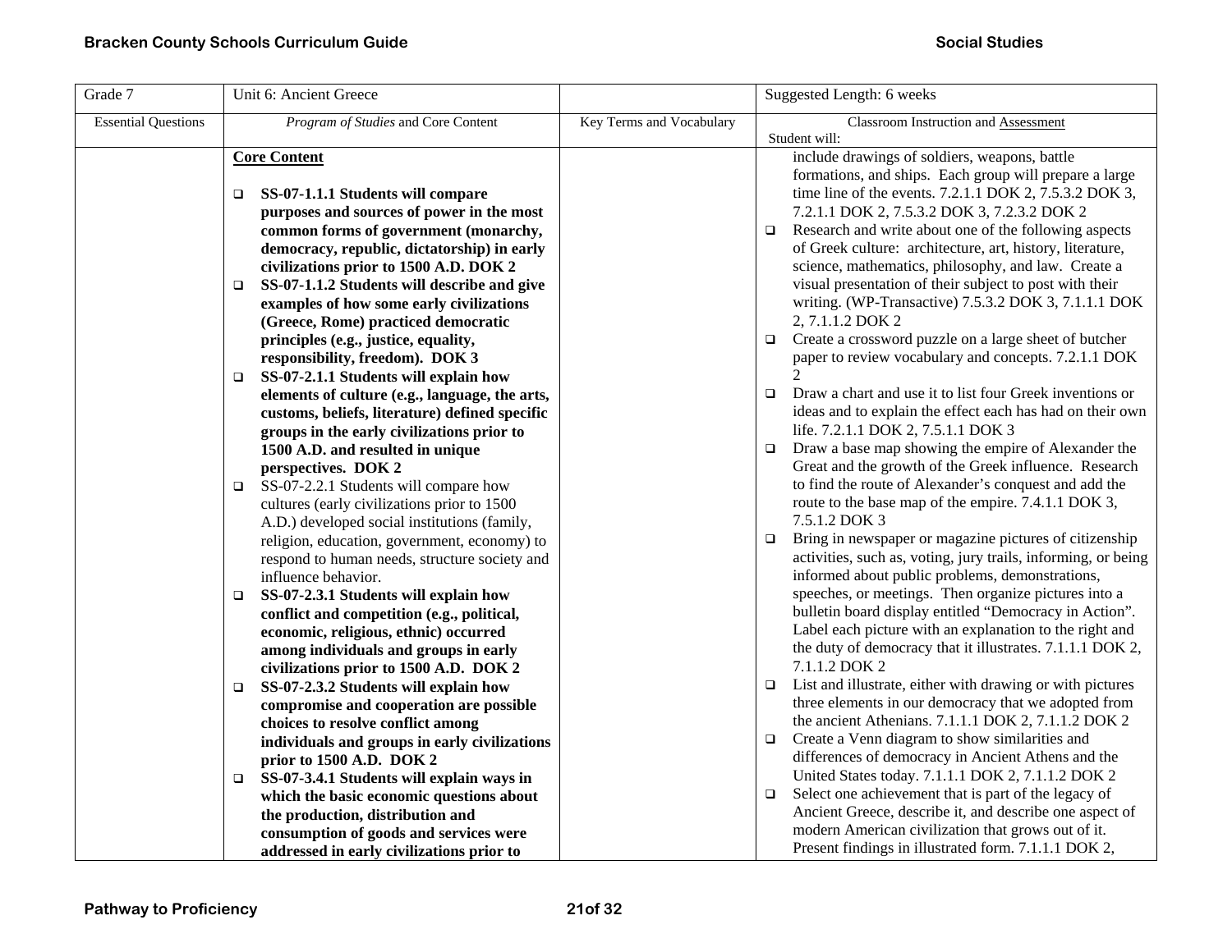| Grade 7 | Unit 6: Ancient Greece | | Suggested Length: 6 weeks |
|---|---|---|---|
| Essential Questions | *Program of Studies* and Core Content | Key Terms and Vocabulary | Classroom Instruction and Assessment<br>Student will: |
| | **Core Content**<br><br>❑ **SS-07-1.1.1 Students will compare purposes and sources of power in the most common forms of government (monarchy, democracy, republic, dictatorship) in early civilizations prior to 1500 A.D. DOK 2**<br>❑ **SS-07-1.1.2 Students will describe and give examples of how some early civilizations (Greece, Rome) practiced democratic principles (e.g., justice, equality, responsibility, freedom). DOK 3**<br>❑ **SS-07-2.1.1 Students will explain how elements of culture (e.g., language, the arts, customs, beliefs, literature) defined specific groups in the early civilizations prior to 1500 A.D. and resulted in unique perspectives. DOK 2**<br>❑ SS-07-2.2.1 Students will compare how cultures (early civilizations prior to 1500 A.D.) developed social institutions (family, religion, education, government, economy) to respond to human needs, structure society and influence behavior.<br>❑ **SS-07-2.3.1 Students will explain how conflict and competition (e.g., political, economic, religious, ethnic) occurred among individuals and groups in early civilizations prior to 1500 A.D. DOK 2**<br>❑ **SS-07-2.3.2 Students will explain how compromise and cooperation are possible choices to resolve conflict among individuals and groups in early civilizations prior to 1500 A.D. DOK 2**<br>❑ **SS-07-3.4.1 Students will explain ways in which the basic economic questions about the production, distribution and consumption of goods and services were addressed in early civilizations prior to** | | include drawings of soldiers, weapons, battle formations, and ships. Each group will prepare a large time line of the events. 7.2.1.1 DOK 2, 7.5.3.2 DOK 3, 7.2.1.1 DOK 2, 7.5.3.2 DOK 3, 7.2.3.2 DOK 2<br>❑ Research and write about one of the following aspects of Greek culture: architecture, art, history, literature, science, mathematics, philosophy, and law. Create a visual presentation of their subject to post with their writing. (WP-Transactive) 7.5.3.2 DOK 3, 7.1.1.1 DOK 2, 7.1.1.2 DOK 2<br>❑ Create a crossword puzzle on a large sheet of butcher paper to review vocabulary and concepts. 7.2.1.1 DOK 2<br>❑ Draw a chart and use it to list four Greek inventions or ideas and to explain the effect each has had on their own life. 7.2.1.1 DOK 2, 7.5.1.1 DOK 3<br>❑ Draw a base map showing the empire of Alexander the Great and the growth of the Greek influence. Research to find the route of Alexander's conquest and add the route to the base map of the empire. 7.4.1.1 DOK 3, 7.5.1.2 DOK 3<br>❑ Bring in newspaper or magazine pictures of citizenship activities, such as, voting, jury trails, informing, or being informed about public problems, demonstrations, speeches, or meetings. Then organize pictures into a bulletin board display entitled "Democracy in Action". Label each picture with an explanation to the right and the duty of democracy that it illustrates. 7.1.1.1 DOK 2, 7.1.1.2 DOK 2<br>❑ List and illustrate, either with drawing or with pictures three elements in our democracy that we adopted from the ancient Athenians. 7.1.1.1 DOK 2, 7.1.1.2 DOK 2<br>❑ Create a Venn diagram to show similarities and differences of democracy in Ancient Athens and the United States today. 7.1.1.1 DOK 2, 7.1.1.2 DOK 2<br>❑ Select one achievement that is part of the legacy of Ancient Greece, describe it, and describe one aspect of modern American civilization that grows out of it. Present findings in illustrated form. 7.1.1.1 DOK 2, |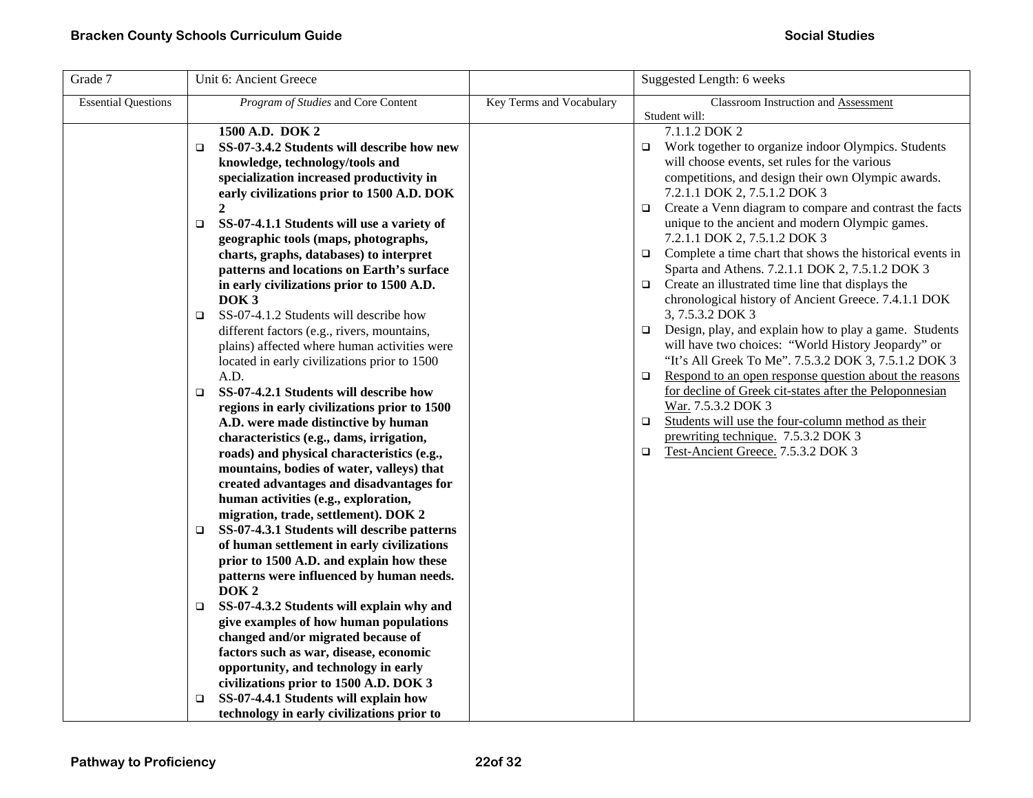| Grade 7 | Unit 6: Ancient Greece | | Suggested Length: 6 weeks |
|---|---|---|---|
| Essential Questions | *Program of Studies* and Core Content | Key Terms and Vocabulary | Classroom Instruction and Assessment<br>Student will: |
| | **1500 A.D. DOK 2**<br>❑ **SS-07-3.4.2 Students will describe how new knowledge, technology/tools and specialization increased productivity in early civilizations prior to 1500 A.D. DOK 2**<br>❑ **SS-07-4.1.1 Students will use a variety of geographic tools (maps, photographs, charts, graphs, databases) to interpret patterns and locations on Earth's surface in early civilizations prior to 1500 A.D. DOK 3**<br>❑ SS-07-4.1.2 Students will describe how different factors (e.g., rivers, mountains, plains) affected where human activities were located in early civilizations prior to 1500 A.D.<br>❑ **SS-07-4.2.1 Students will describe how regions in early civilizations prior to 1500 A.D. were made distinctive by human characteristics (e.g., dams, irrigation, roads) and physical characteristics (e.g., mountains, bodies of water, valleys) that created advantages and disadvantages for human activities (e.g., exploration, migration, trade, settlement). DOK 2**<br>❑ **SS-07-4.3.1 Students will describe patterns of human settlement in early civilizations prior to 1500 A.D. and explain how these patterns were influenced by human needs. DOK 2**<br>❑ **SS-07-4.3.2 Students will explain why and give examples of how human populations changed and/or migrated because of factors such as war, disease, economic opportunity, and technology in early civilizations prior to 1500 A.D. DOK 3**<br>❑ **SS-07-4.4.1 Students will explain how technology in early civilizations prior to** | | 7.1.1.2 DOK 2<br>❑ Work together to organize indoor Olympics. Students will choose events, set rules for the various competitions, and design their own Olympic awards. 7.2.1.1 DOK 2, 7.5.1.2 DOK 3<br>❑ Create a Venn diagram to compare and contrast the facts unique to the ancient and modern Olympic games. 7.2.1.1 DOK 2, 7.5.1.2 DOK 3<br>❑ Complete a time chart that shows the historical events in Sparta and Athens. 7.2.1.1 DOK 2, 7.5.1.2 DOK 3<br>❑ Create an illustrated time line that displays the chronological history of Ancient Greece. 7.4.1.1 DOK 3, 7.5.3.2 DOK 3<br>❑ Design, play, and explain how to play a game. Students will have two choices: "World History Jeopardy" or "It's All Greek To Me". 7.5.3.2 DOK 3, 7.5.1.2 DOK 3<br>❑ <u>Respond to an open response question about the reasons for decline of Greek cit-states after the Peloponnesian War.</u> 7.5.3.2 DOK 3<br>❑ <u>Students will use the four-column method as their prewriting technique.</u> 7.5.3.2 DOK 3<br>❑ <u>Test-Ancient Greece.</u> 7.5.3.2 DOK 3 |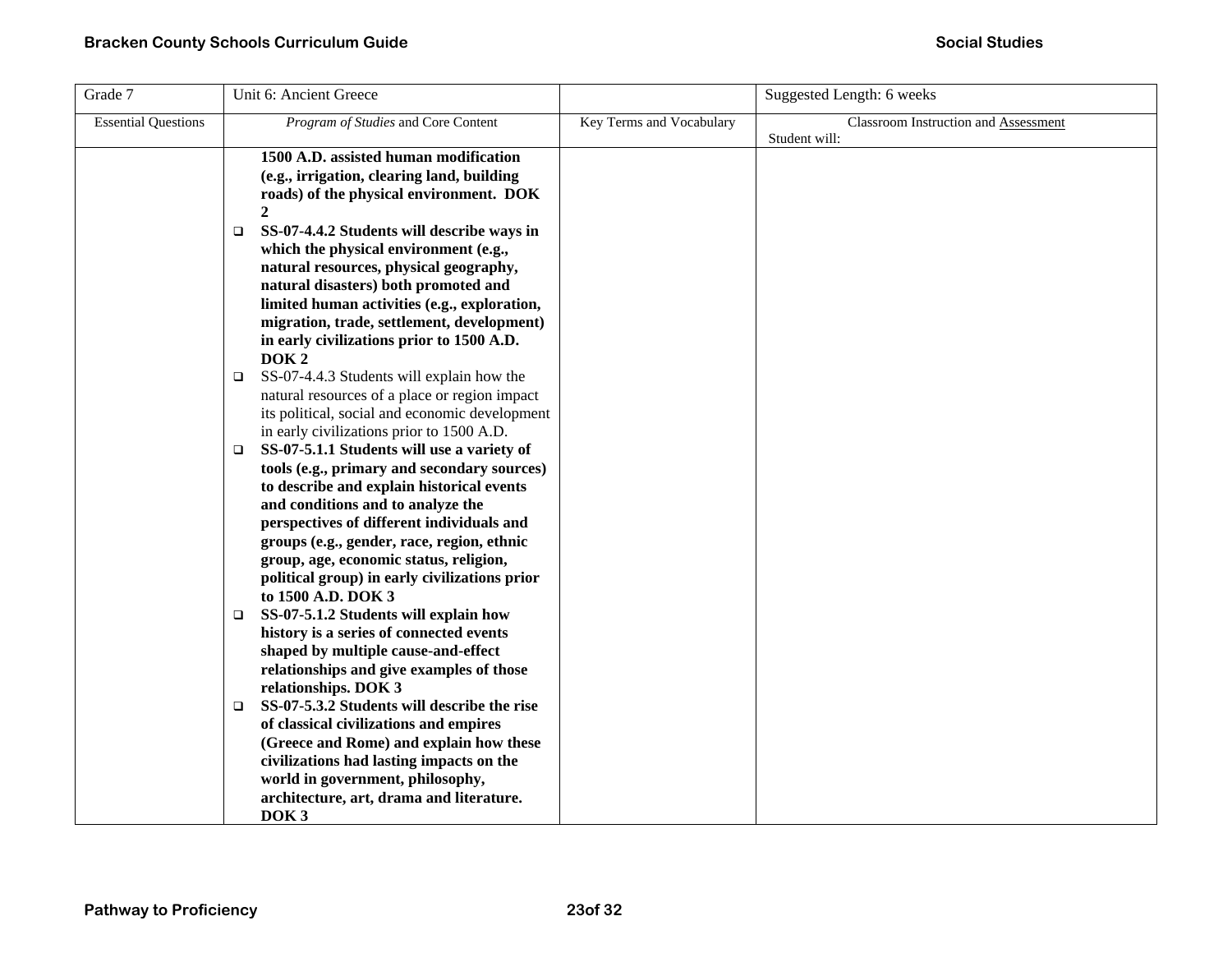| Grade 7 | Unit 6: Ancient Greece | | Suggested Length: 6 weeks |
|---|---|---|---|
| Essential Questions | *Program of Studies* and Core Content | Key Terms and Vocabulary | Classroom Instruction and Assessment<br>Student will: |
| | **1500 A.D. assisted human modification (e.g., irrigation, clearing land, building roads) of the physical environment. DOK 2**<br>❑ **SS-07-4.4.2 Students will describe ways in which the physical environment (e.g., natural resources, physical geography, natural disasters) both promoted and limited human activities (e.g., exploration, migration, trade, settlement, development) in early civilizations prior to 1500 A.D. DOK 2**<br>❑ SS-07-4.4.3 Students will explain how the natural resources of a place or region impact its political, social and economic development in early civilizations prior to 1500 A.D.<br>❑ **SS-07-5.1.1 Students will use a variety of tools (e.g., primary and secondary sources) to describe and explain historical events and conditions and to analyze the perspectives of different individuals and groups (e.g., gender, race, region, ethnic group, age, economic status, religion, political group) in early civilizations prior to 1500 A.D. DOK 3**<br>❑ **SS-07-5.1.2 Students will explain how history is a series of connected events shaped by multiple cause-and-effect relationships and give examples of those relationships. DOK 3**<br>❑ **SS-07-5.3.2 Students will describe the rise of classical civilizations and empires (Greece and Rome) and explain how these civilizations had lasting impacts on the world in government, philosophy, architecture, art, drama and literature. DOK 3** | | |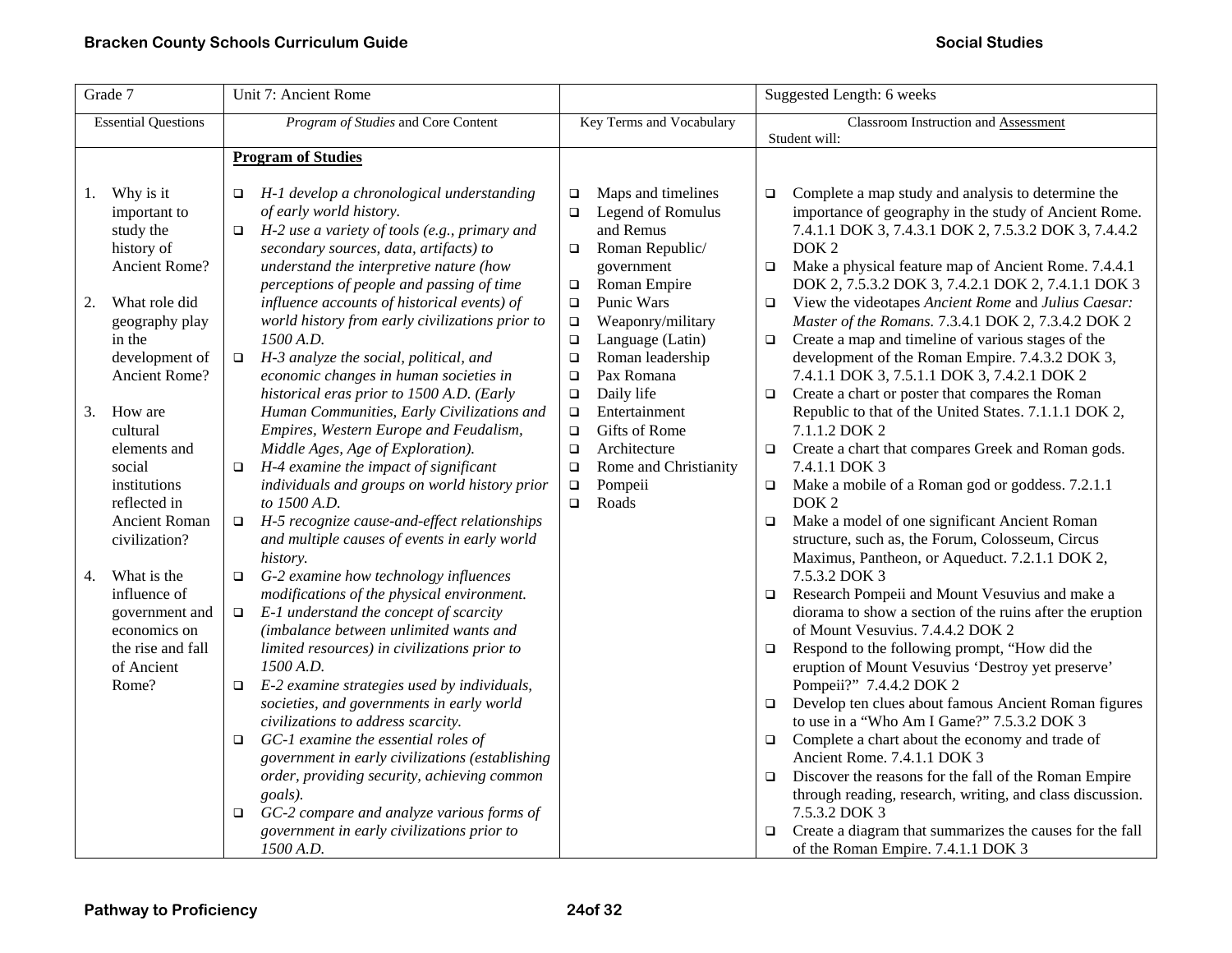| Grade 7 | Unit 7: Ancient Rome | | Suggested Length: 6 weeks |
|---|---|---|---|
| Essential Questions | *Program of Studies* and Core Content | Key Terms and Vocabulary | Classroom Instruction and Assessment<br>Student will: |
| 1. Why is it important to study the history of Ancient Rome?<br><br>2. What role did geography play in the development of Ancient Rome?<br><br>3. How are cultural elements and social institutions reflected in Ancient Roman civilization?<br><br>4. What is the influence of government and economics on the rise and fall of Ancient Rome? | **Program of Studies**<br><br>❑ *H-1 develop a chronological understanding of early world history.*<br>❑ *H-2 use a variety of tools (e.g., primary and secondary sources, data, artifacts) to understand the interpretive nature (how perceptions of people and passing of time influence accounts of historical events) of world history from early civilizations prior to 1500 A.D.*<br>❑ *H-3 analyze the social, political, and economic changes in human societies in historical eras prior to 1500 A.D. (Early Human Communities, Early Civilizations and Empires, Western Europe and Feudalism, Middle Ages, Age of Exploration).*<br>❑ *H-4 examine the impact of significant individuals and groups on world history prior to 1500 A.D.*<br>❑ *H-5 recognize cause-and-effect relationships and multiple causes of events in early world history.*<br>❑ *G-2 examine how technology influences modifications of the physical environment.*<br>❑ *E-1 understand the concept of scarcity (imbalance between unlimited wants and limited resources) in civilizations prior to 1500 A.D.*<br>❑ *E-2 examine strategies used by individuals, societies, and governments in early world civilizations to address scarcity.*<br>❑ *GC-1 examine the essential roles of government in early civilizations (establishing order, providing security, achieving common goals).*<br>❑ *GC-2 compare and analyze various forms of government in early civilizations prior to 1500 A.D.* | ❑ Maps and timelines<br>❑ Legend of Romulus and Remus<br>❑ Roman Republic/ government<br>❑ Roman Empire<br>❑ Punic Wars<br>❑ Weaponry/military<br>❑ Language (Latin)<br>❑ Roman leadership<br>❑ Pax Romana<br>❑ Daily life<br>❑ Entertainment<br>❑ Gifts of Rome<br>❑ Architecture<br>❑ Rome and Christianity<br>❑ Pompeii<br>❑ Roads | ❑ Complete a map study and analysis to determine the importance of geography in the study of Ancient Rome. 7.4.1.1 DOK 3, 7.4.3.1 DOK 2, 7.5.3.2 DOK 3, 7.4.4.2 DOK 2<br>❑ Make a physical feature map of Ancient Rome. 7.4.4.1 DOK 2, 7.5.3.2 DOK 3, 7.4.2.1 DOK 2, 7.4.1.1 DOK 3<br>❑ View the videotapes *Ancient Rome* and *Julius Caesar: Master of the Romans.* 7.3.4.1 DOK 2, 7.3.4.2 DOK 2<br>❑ Create a map and timeline of various stages of the development of the Roman Empire. 7.4.3.2 DOK 3, 7.4.1.1 DOK 3, 7.5.1.1 DOK 3, 7.4.2.1 DOK 2<br>❑ Create a chart or poster that compares the Roman Republic to that of the United States. 7.1.1.1 DOK 2, 7.1.1.2 DOK 2<br>❑ Create a chart that compares Greek and Roman gods. 7.4.1.1 DOK 3<br>❑ Make a mobile of a Roman god or goddess. 7.2.1.1 DOK 2<br>❑ Make a model of one significant Ancient Roman structure, such as, the Forum, Colosseum, Circus Maximus, Pantheon, or Aqueduct. 7.2.1.1 DOK 2, 7.5.3.2 DOK 3<br>❑ Research Pompeii and Mount Vesuvius and make a diorama to show a section of the ruins after the eruption of Mount Vesuvius. 7.4.4.2 DOK 2<br>❑ Respond to the following prompt, "How did the eruption of Mount Vesuvius 'Destroy yet preserve' Pompeii?" 7.4.4.2 DOK 2<br>❑ Develop ten clues about famous Ancient Roman figures to use in a "Who Am I Game?" 7.5.3.2 DOK 3<br>❑ Complete a chart about the economy and trade of Ancient Rome. 7.4.1.1 DOK 3<br>❑ Discover the reasons for the fall of the Roman Empire through reading, research, writing, and class discussion. 7.5.3.2 DOK 3<br>❑ Create a diagram that summarizes the causes for the fall of the Roman Empire. 7.4.1.1 DOK 3 |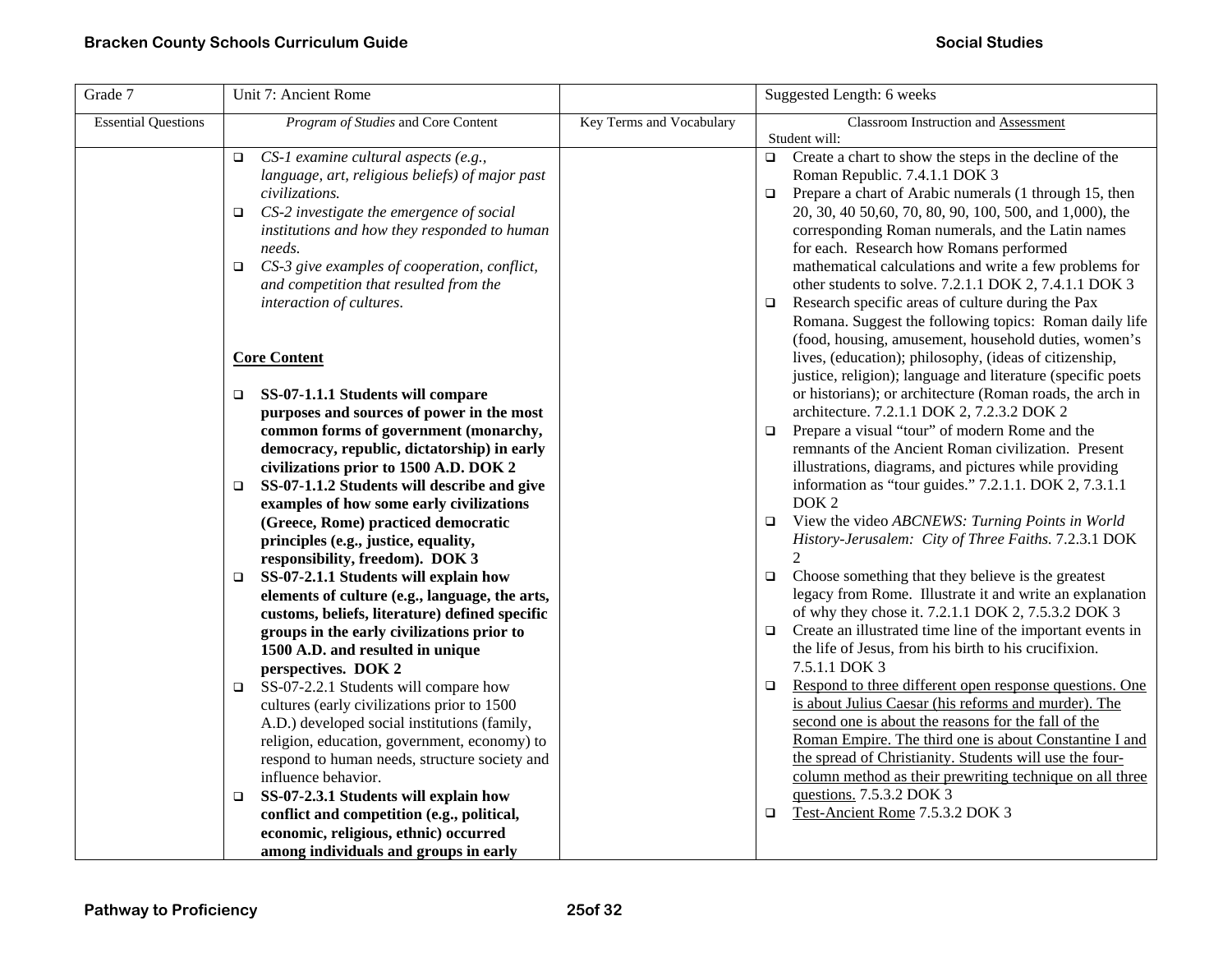| Grade 7 | Unit 7: Ancient Rome | | Suggested Length: 6 weeks |
|---|---|---|---|
| Essential Questions | *Program of Studies* and Core Content | Key Terms and Vocabulary | Classroom Instruction and Assessment<br>Student will: |
| | ❑ *CS-1 examine cultural aspects (e.g., language, art, religious beliefs) of major past civilizations.*<br>❑ *CS-2 investigate the emergence of social institutions and how they responded to human needs.*<br>❑ *CS-3 give examples of cooperation, conflict, and competition that resulted from the interaction of cultures.*<br><br>**Core Content**<br><br>❑ **SS-07-1.1.1 Students will compare purposes and sources of power in the most common forms of government (monarchy, democracy, republic, dictatorship) in early civilizations prior to 1500 A.D. DOK 2**<br>❑ **SS-07-1.1.2 Students will describe and give examples of how some early civilizations (Greece, Rome) practiced democratic principles (e.g., justice, equality, responsibility, freedom). DOK 3**<br>❑ **SS-07-2.1.1 Students will explain how elements of culture (e.g., language, the arts, customs, beliefs, literature) defined specific groups in the early civilizations prior to 1500 A.D. and resulted in unique perspectives. DOK 2**<br>❑ SS-07-2.2.1 Students will compare how cultures (early civilizations prior to 1500 A.D.) developed social institutions (family, religion, education, government, economy) to respond to human needs, structure society and influence behavior.<br>❑ **SS-07-2.3.1 Students will explain how conflict and competition (e.g., political, economic, religious, ethnic) occurred among individuals and groups in early** | | ❑ Create a chart to show the steps in the decline of the Roman Republic. 7.4.1.1 DOK 3<br>❑ Prepare a chart of Arabic numerals (1 through 15, then 20, 30, 40 50,60, 70, 80, 90, 100, 500, and 1,000), the corresponding Roman numerals, and the Latin names for each. Research how Romans performed mathematical calculations and write a few problems for other students to solve. 7.2.1.1 DOK 2, 7.4.1.1 DOK 3<br>❑ Research specific areas of culture during the Pax Romana. Suggest the following topics: Roman daily life (food, housing, amusement, household duties, women's lives, (education); philosophy, (ideas of citizenship, justice, religion); language and literature (specific poets or historians); or architecture (Roman roads, the arch in architecture. 7.2.1.1 DOK 2, 7.2.3.2 DOK 2<br>❑ Prepare a visual "tour" of modern Rome and the remnants of the Ancient Roman civilization. Present illustrations, diagrams, and pictures while providing information as "tour guides." 7.2.1.1. DOK 2, 7.3.1.1 DOK 2<br>❑ View the video *ABCNEWS: Turning Points in World History-Jerusalem: City of Three Faiths.* 7.2.3.1 DOK 2<br>❑ Choose something that they believe is the greatest legacy from Rome. Illustrate it and write an explanation of why they chose it. 7.2.1.1 DOK 2, 7.5.3.2 DOK 3<br>❑ Create an illustrated time line of the important events in the life of Jesus, from his birth to his crucifixion. 7.5.1.1 DOK 3<br>❑ <u>Respond to three different open response questions. One is about Julius Caesar (his reforms and murder). The second one is about the reasons for the fall of the Roman Empire. The third one is about Constantine I and the spread of Christianity. Students will use the four-column method as their prewriting technique on all three questions.</u> 7.5.3.2 DOK 3<br>❑ <u>Test-Ancient Rome</u> 7.5.3.2 DOK 3 |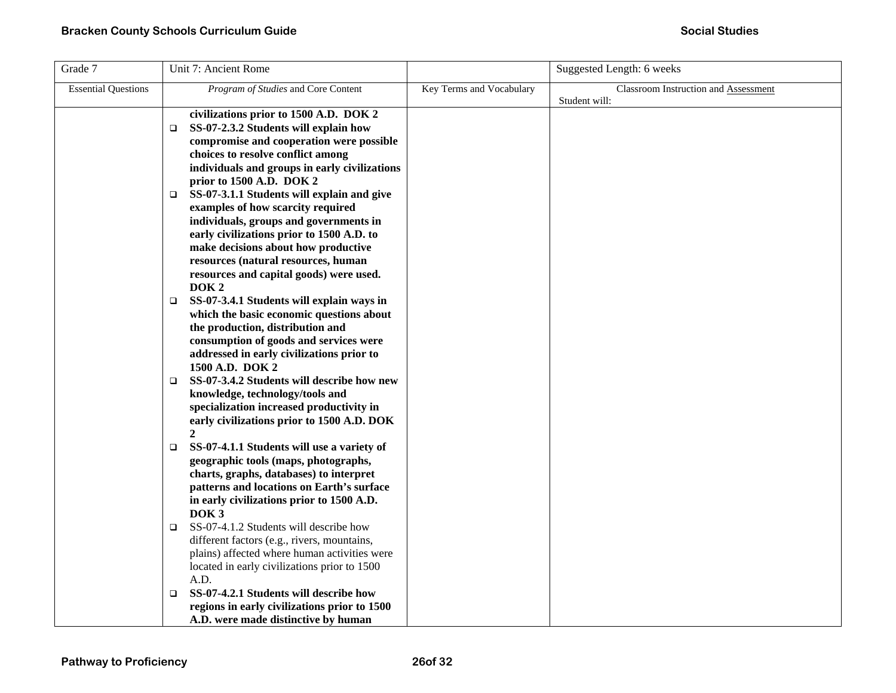| Grade 7 | Unit 7: Ancient Rome | | Suggested Length: 6 weeks |
|---|---|---|---|
| Essential Questions | *Program of Studies* and Core Content | Key Terms and Vocabulary | Classroom Instruction and Assessment<br>Student will: |
| | **civilizations prior to 1500 A.D. DOK 2**<br>❑ **SS-07-2.3.2 Students will explain how compromise and cooperation were possible choices to resolve conflict among individuals and groups in early civilizations prior to 1500 A.D. DOK 2**<br>❑ **SS-07-3.1.1 Students will explain and give examples of how scarcity required individuals, groups and governments in early civilizations prior to 1500 A.D. to make decisions about how productive resources (natural resources, human resources and capital goods) were used. DOK 2**<br>❑ **SS-07-3.4.1 Students will explain ways in which the basic economic questions about the production, distribution and consumption of goods and services were addressed in early civilizations prior to 1500 A.D. DOK 2**<br>❑ **SS-07-3.4.2 Students will describe how new knowledge, technology/tools and specialization increased productivity in early civilizations prior to 1500 A.D. DOK 2**<br>❑ **SS-07-4.1.1 Students will use a variety of geographic tools (maps, photographs, charts, graphs, databases) to interpret patterns and locations on Earth's surface in early civilizations prior to 1500 A.D. DOK 3**<br>❑ SS-07-4.1.2 Students will describe how different factors (e.g., rivers, mountains, plains) affected where human activities were located in early civilizations prior to 1500 A.D.<br>❑ **SS-07-4.2.1 Students will describe how regions in early civilizations prior to 1500 A.D. were made distinctive by human** | | |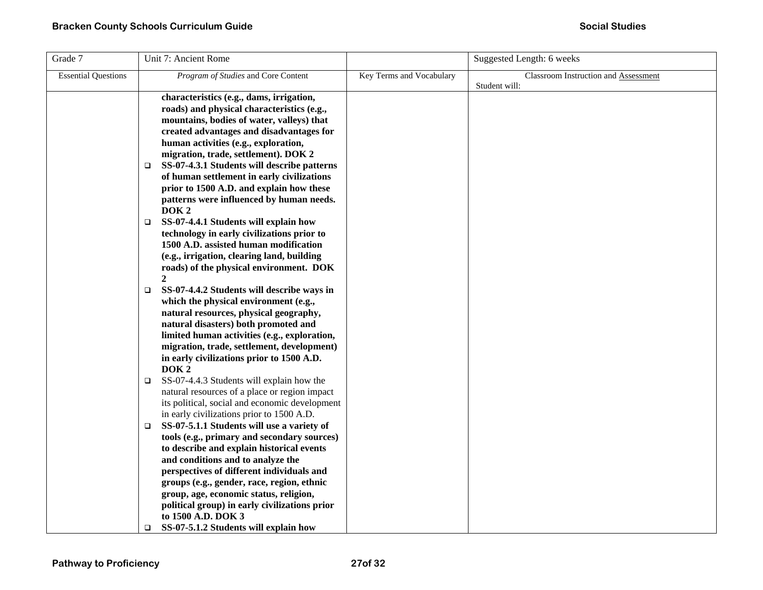| Grade 7 | Unit 7: Ancient Rome | | Suggested Length: 6 weeks |
|---|---|---|---|
| Essential Questions | *Program of Studies* and Core Content | Key Terms and Vocabulary | Classroom Instruction and Assessment<br>Student will: |
| | **characteristics (e.g., dams, irrigation, roads) and physical characteristics (e.g., mountains, bodies of water, valleys) that created advantages and disadvantages for human activities (e.g., exploration, migration, trade, settlement). DOK 2**<br>❑ **SS-07-4.3.1 Students will describe patterns of human settlement in early civilizations prior to 1500 A.D. and explain how these patterns were influenced by human needs. DOK 2**<br>❑ **SS-07-4.4.1 Students will explain how technology in early civilizations prior to 1500 A.D. assisted human modification (e.g., irrigation, clearing land, building roads) of the physical environment. DOK 2**<br>❑ **SS-07-4.4.2 Students will describe ways in which the physical environment (e.g., natural resources, physical geography, natural disasters) both promoted and limited human activities (e.g., exploration, migration, trade, settlement, development) in early civilizations prior to 1500 A.D. DOK 2**<br>❑ SS-07-4.4.3 Students will explain how the natural resources of a place or region impact its political, social and economic development in early civilizations prior to 1500 A.D.<br>❑ **SS-07-5.1.1 Students will use a variety of tools (e.g., primary and secondary sources) to describe and explain historical events and conditions and to analyze the perspectives of different individuals and groups (e.g., gender, race, region, ethnic group, age, economic status, religion, political group) in early civilizations prior to 1500 A.D. DOK 3**<br>❑ **SS-07-5.1.2 Students will explain how** | | |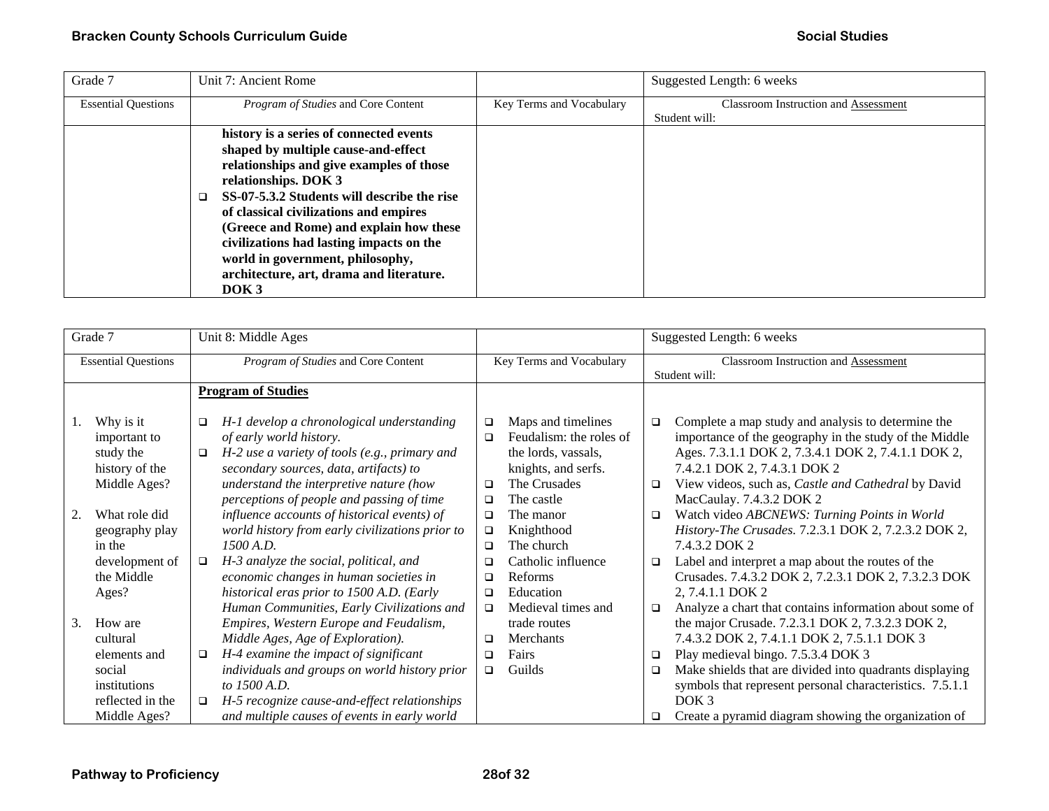| Grade 7 | Unit 7: Ancient Rome | | Suggested Length: 6 weeks |
|---|---|---|---|
| Essential Questions | *Program of Studies* and Core Content | Key Terms and Vocabulary | Classroom Instruction and Assessment<br>Student will: |
| | **history is a series of connected events shaped by multiple cause-and-effect relationships and give examples of those relationships. DOK 3**<br>❑ **SS-07-5.3.2 Students will describe the rise of classical civilizations and empires (Greece and Rome) and explain how these civilizations had lasting impacts on the world in government, philosophy, architecture, art, drama and literature. DOK 3** | | |

| Grade 7 | Unit 8: Middle Ages | | Suggested Length: 6 weeks |
|---|---|---|---|
| Essential Questions | *Program of Studies* and Core Content | Key Terms and Vocabulary | Classroom Instruction and Assessment<br>Student will: |
| 1. Why is it important to study the history of the Middle Ages?<br>2. What role did geography play in the development of the Middle Ages?<br>3. How are cultural elements and social institutions reflected in the Middle Ages? | **Program of Studies**<br>❑ *H-1 develop a chronological understanding of early world history.*<br>❑ *H-2 use a variety of tools (e.g., primary and secondary sources, data, artifacts) to understand the interpretive nature (how perceptions of people and passing of time influence accounts of historical events) of world history from early civilizations prior to 1500 A.D.*<br>❑ *H-3 analyze the social, political, and economic changes in human societies in historical eras prior to 1500 A.D. (Early Human Communities, Early Civilizations and Empires, Western Europe and Feudalism, Middle Ages, Age of Exploration).*<br>❑ *H-4 examine the impact of significant individuals and groups on world history prior to 1500 A.D.*<br>❑ *H-5 recognize cause-and-effect relationships and multiple causes of events in early world* | ❑ Maps and timelines<br>❑ Feudalism: the roles of the lords, vassals, knights, and serfs.<br>❑ The Crusades<br>❑ The castle<br>❑ The manor<br>❑ Knighthood<br>❑ The church<br>❑ Catholic influence<br>❑ Reforms<br>❑ Education<br>❑ Medieval times and trade routes<br>❑ Merchants<br>❑ Fairs<br>❑ Guilds | ❑ Complete a map study and analysis to determine the importance of the geography in the study of the Middle Ages. 7.3.1.1 DOK 2, 7.3.4.1 DOK 2, 7.4.1.1 DOK 2, 7.4.2.1 DOK 2, 7.4.3.1 DOK 2<br>❑ View videos, such as, *Castle and Cathedral* by David MacCaulay. 7.4.3.2 DOK 2<br>❑ Watch video *ABCNEWS: Turning Points in World History-The Crusades*. 7.2.3.1 DOK 2, 7.2.3.2 DOK 2, 7.4.3.2 DOK 2<br>❑ Label and interpret a map about the routes of the Crusades. 7.4.3.2 DOK 2, 7.2.3.1 DOK 2, 7.3.2.3 DOK 2, 7.4.1.1 DOK 2<br>❑ Analyze a chart that contains information about some of the major Crusade. 7.2.3.1 DOK 2, 7.3.2.3 DOK 2, 7.4.3.2 DOK 2, 7.4.1.1 DOK 2, 7.5.1.1 DOK 3<br>❑ Play medieval bingo. 7.5.3.4 DOK 3<br>❑ Make shields that are divided into quadrants displaying symbols that represent personal characteristics. 7.5.1.1 DOK 3<br>❑ Create a pyramid diagram showing the organization of |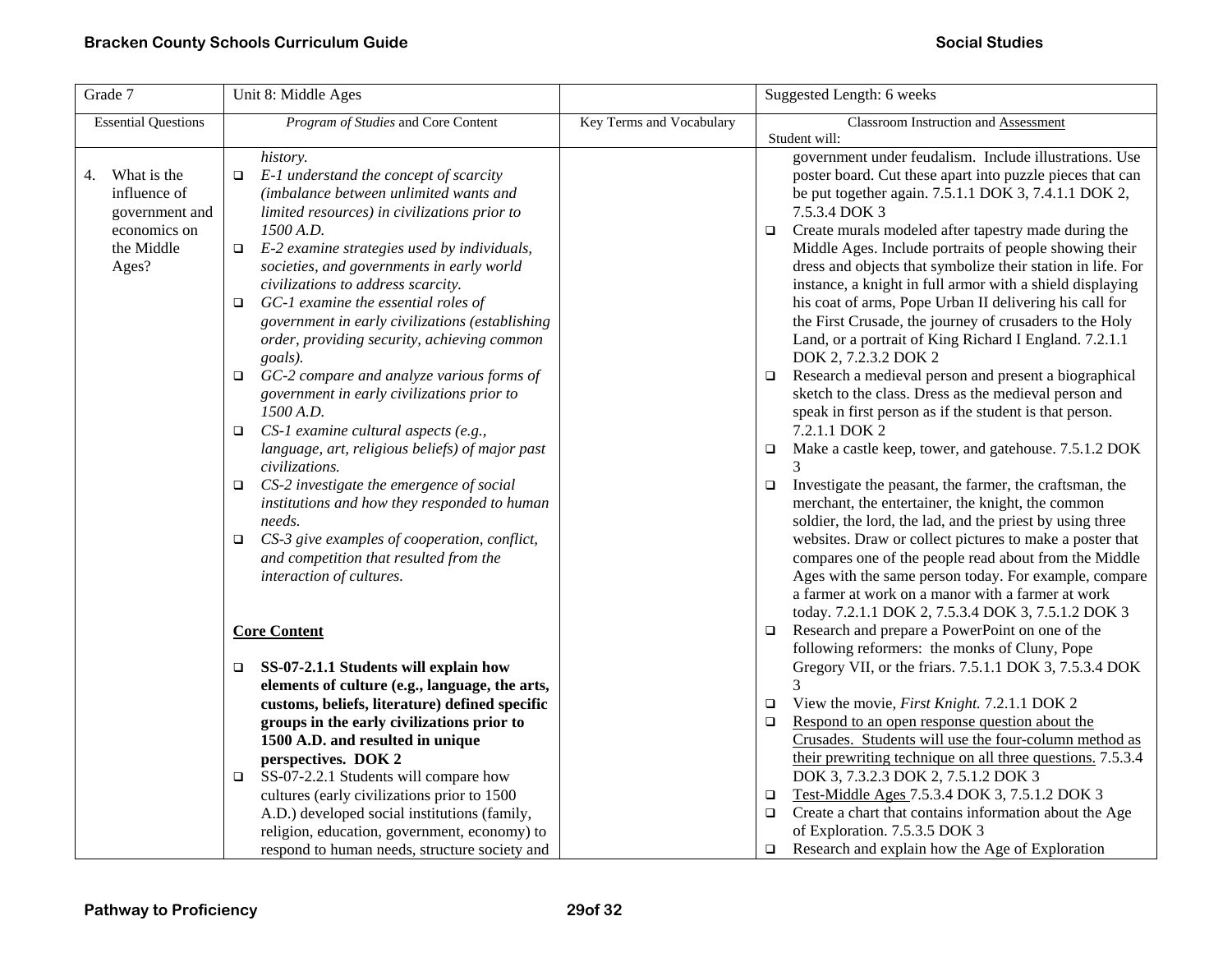| Grade 7 | Unit 8: Middle Ages | | Suggested Length: 6 weeks |
|---|---|---|---|
| Essential Questions | *Program of Studies* and Core Content | Key Terms and Vocabulary | Classroom Instruction and <u>Assessment</u><br>Student will: |
| 4. What is the influence of government and economics on the Middle Ages? | *history.*<br>❑ *E-1 understand the concept of scarcity (imbalance between unlimited wants and limited resources) in civilizations prior to 1500 A.D.*<br>❑ *E-2 examine strategies used by individuals, societies, and governments in early world civilizations to address scarcity.*<br>❑ *GC-1 examine the essential roles of government in early civilizations (establishing order, providing security, achieving common goals).*<br>❑ *GC-2 compare and analyze various forms of government in early civilizations prior to 1500 A.D.*<br>❑ *CS-1 examine cultural aspects (e.g., language, art, religious beliefs) of major past civilizations.*<br>❑ *CS-2 investigate the emergence of social institutions and how they responded to human needs.*<br>❑ *CS-3 give examples of cooperation, conflict, and competition that resulted from the interaction of cultures.*<br><br>**<u>Core Content</u>**<br><br>❑ **SS-07-2.1.1 Students will explain how elements of culture (e.g., language, the arts, customs, beliefs, literature) defined specific groups in the early civilizations prior to 1500 A.D. and resulted in unique perspectives. DOK 2**<br>❑ SS-07-2.2.1 Students will compare how cultures (early civilizations prior to 1500 A.D.) developed social institutions (family, religion, education, government, economy) to respond to human needs, structure society and | | government under feudalism. Include illustrations. Use poster board. Cut these apart into puzzle pieces that can be put together again. 7.5.1.1 DOK 3, 7.4.1.1 DOK 2, 7.5.3.4 DOK 3<br>❑ Create murals modeled after tapestry made during the Middle Ages. Include portraits of people showing their dress and objects that symbolize their station in life. For instance, a knight in full armor with a shield displaying his coat of arms, Pope Urban II delivering his call for the First Crusade, the journey of crusaders to the Holy Land, or a portrait of King Richard I England. 7.2.1.1 DOK 2, 7.2.3.2 DOK 2<br>❑ Research a medieval person and present a biographical sketch to the class. Dress as the medieval person and speak in first person as if the student is that person. 7.2.1.1 DOK 2<br>❑ Make a castle keep, tower, and gatehouse. 7.5.1.2 DOK 3<br>❑ Investigate the peasant, the farmer, the craftsman, the merchant, the entertainer, the knight, the common soldier, the lord, the lad, and the priest by using three websites. Draw or collect pictures to make a poster that compares one of the people read about from the Middle Ages with the same person today. For example, compare a farmer at work on a manor with a farmer at work today. 7.2.1.1 DOK 2, 7.5.3.4 DOK 3, 7.5.1.2 DOK 3<br>❑ Research and prepare a PowerPoint on one of the following reformers: the monks of Cluny, Pope Gregory VII, or the friars. 7.5.1.1 DOK 3, 7.5.3.4 DOK 3<br>❑ View the movie, *First Knight.* 7.2.1.1 DOK 2<br>❑ <u>Respond to an open response question about the Crusades. Students will use the four-column method as their prewriting technique on all three questions.</u> 7.5.3.4 DOK 3, 7.3.2.3 DOK 2, 7.5.1.2 DOK 3<br>❑ <u>Test-Middle Ages</u> 7.5.3.4 DOK 3, 7.5.1.2 DOK 3<br>❑ Create a chart that contains information about the Age of Exploration. 7.5.3.5 DOK 3<br>❑ Research and explain how the Age of Exploration |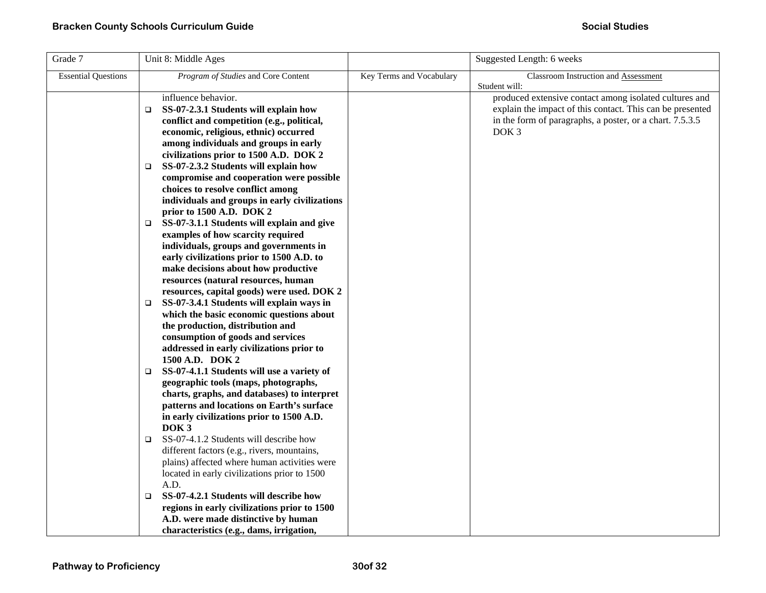| Grade 7 | Unit 8: Middle Ages | | Suggested Length: 6 weeks |
|---|---|---|---|
| Essential Questions | *Program of Studies* and Core Content | Key Terms and Vocabulary | Classroom Instruction and Assessment<br>Student will: |
| | influence behavior.<br>❑ **SS-07-2.3.1 Students will explain how conflict and competition (e.g., political, economic, religious, ethnic) occurred among individuals and groups in early civilizations prior to 1500 A.D. DOK 2**<br>❑ **SS-07-2.3.2 Students will explain how compromise and cooperation were possible choices to resolve conflict among individuals and groups in early civilizations prior to 1500 A.D. DOK 2**<br>❑ **SS-07-3.1.1 Students will explain and give examples of how scarcity required individuals, groups and governments in early civilizations prior to 1500 A.D. to make decisions about how productive resources (natural resources, human resources, capital goods) were used. DOK 2**<br>❑ **SS-07-3.4.1 Students will explain ways in which the basic economic questions about the production, distribution and consumption of goods and services addressed in early civilizations prior to 1500 A.D. DOK 2**<br>❑ **SS-07-4.1.1 Students will use a variety of geographic tools (maps, photographs, charts, graphs, and databases) to interpret patterns and locations on Earth's surface in early civilizations prior to 1500 A.D. DOK 3**<br>❑ SS-07-4.1.2 Students will describe how different factors (e.g., rivers, mountains, plains) affected where human activities were located in early civilizations prior to 1500 A.D.<br>❑ **SS-07-4.2.1 Students will describe how regions in early civilizations prior to 1500 A.D. were made distinctive by human characteristics (e.g., dams, irrigation,** | | produced extensive contact among isolated cultures and explain the impact of this contact. This can be presented in the form of paragraphs, a poster, or a chart. 7.5.3.5 DOK 3 |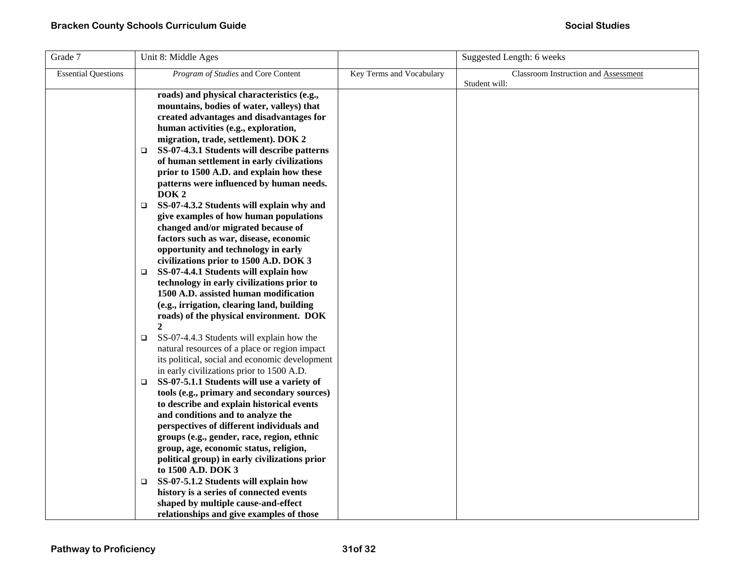| Grade 7 | Unit 8: Middle Ages | | Suggested Length: 6 weeks |
|---|---|---|---|
| Essential Questions | *Program of Studies* and Core Content | Key Terms and Vocabulary | Classroom Instruction and Assessment<br>Student will: |
| | **roads) and physical characteristics (e.g., mountains, bodies of water, valleys) that created advantages and disadvantages for human activities (e.g., exploration, migration, trade, settlement). DOK 2**<br>❑ **SS-07-4.3.1 Students will describe patterns of human settlement in early civilizations prior to 1500 A.D. and explain how these patterns were influenced by human needs. DOK 2**<br>❑ **SS-07-4.3.2 Students will explain why and give examples of how human populations changed and/or migrated because of factors such as war, disease, economic opportunity and technology in early civilizations prior to 1500 A.D. DOK 3**<br>❑ **SS-07-4.4.1 Students will explain how technology in early civilizations prior to 1500 A.D. assisted human modification (e.g., irrigation, clearing land, building roads) of the physical environment. DOK 2**<br>❑ SS-07-4.4.3 Students will explain how the natural resources of a place or region impact its political, social and economic development in early civilizations prior to 1500 A.D.<br>❑ **SS-07-5.1.1 Students will use a variety of tools (e.g., primary and secondary sources) to describe and explain historical events and conditions and to analyze the perspectives of different individuals and groups (e.g., gender, race, region, ethnic group, age, economic status, religion, political group) in early civilizations prior to 1500 A.D. DOK 3**<br>❑ **SS-07-5.1.2 Students will explain how history is a series of connected events shaped by multiple cause-and-effect relationships and give examples of those** | | |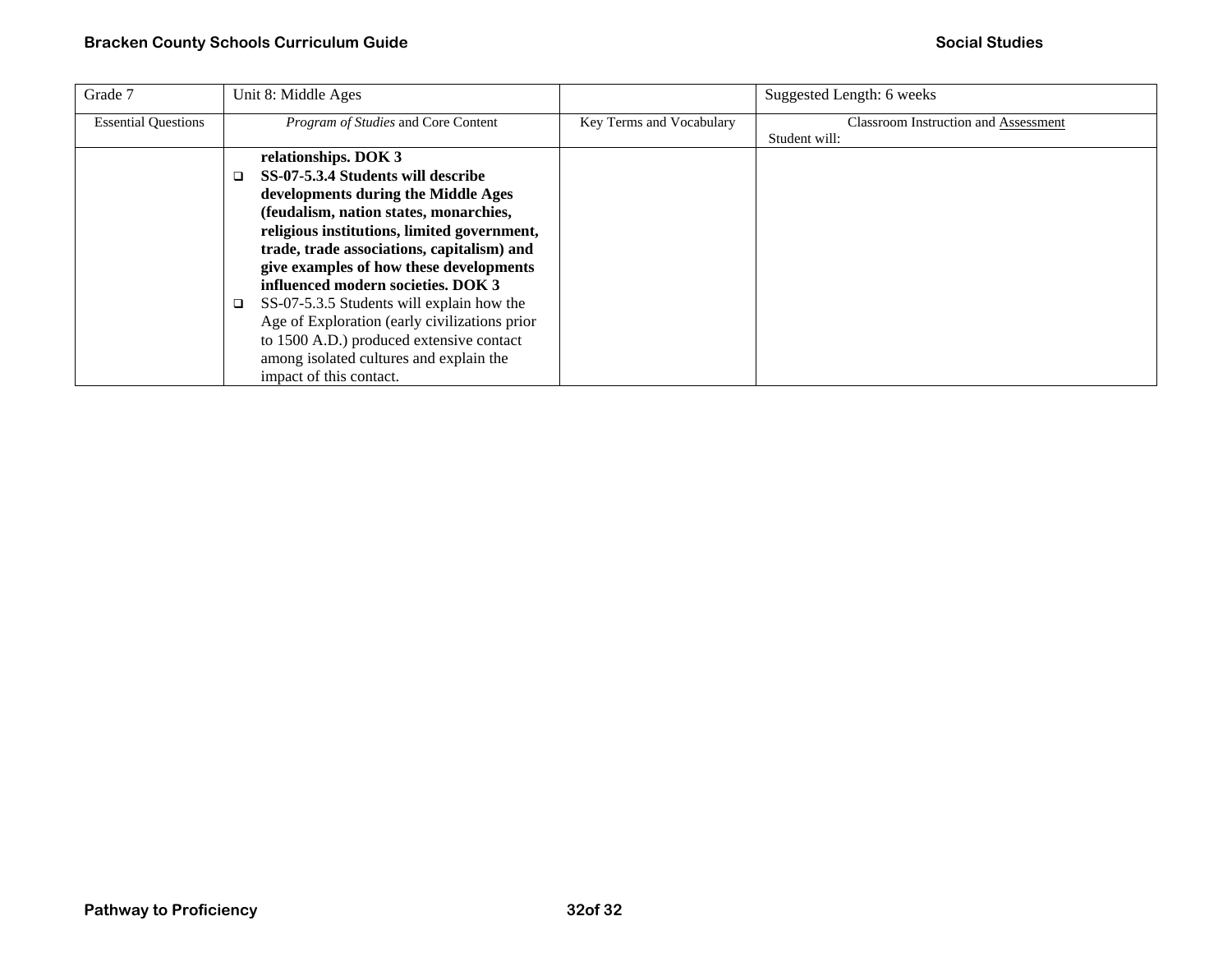| Grade 7 | Unit 8: Middle Ages | | Suggested Length: 6 weeks |
|---|---|---|---|
| Essential Questions | *Program of Studies* and Core Content | Key Terms and Vocabulary | Classroom Instruction and Assessment<br>Student will: |
| | **relationships. DOK 3**<br>❑ **SS-07-5.3.4 Students will describe developments during the Middle Ages (feudalism, nation states, monarchies, religious institutions, limited government, trade, trade associations, capitalism) and give examples of how these developments influenced modern societies. DOK 3**<br>❑ SS-07-5.3.5 Students will explain how the Age of Exploration (early civilizations prior to 1500 A.D.) produced extensive contact among isolated cultures and explain the impact of this contact. | | |